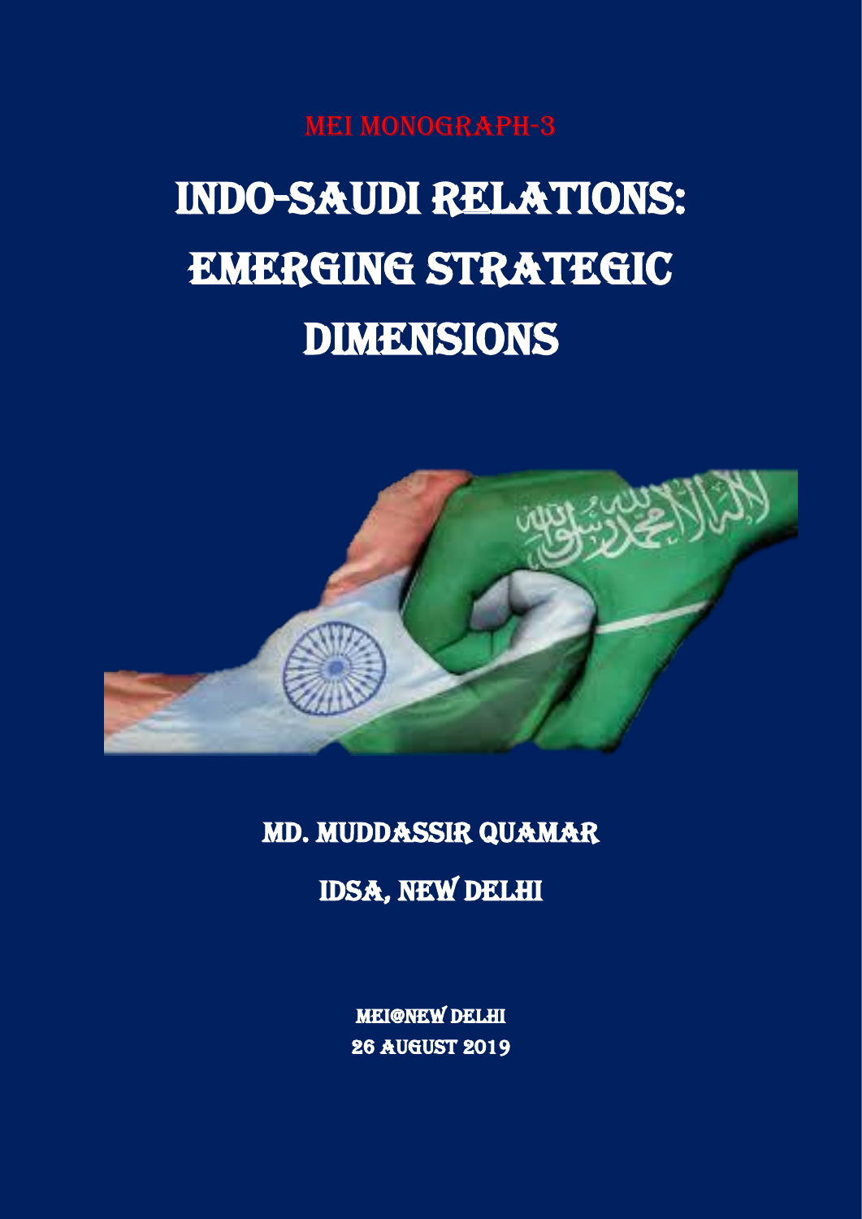MEI MONOGRAPH-3

# INDO-SAUDI RELATIONS: EMERGING STRATEGIC DIMENSIONS

MD. MUDDASSIR QUAMAR

IDSA, NEW DELHI

MEI@NEW DELHI

26 AUGUST 2019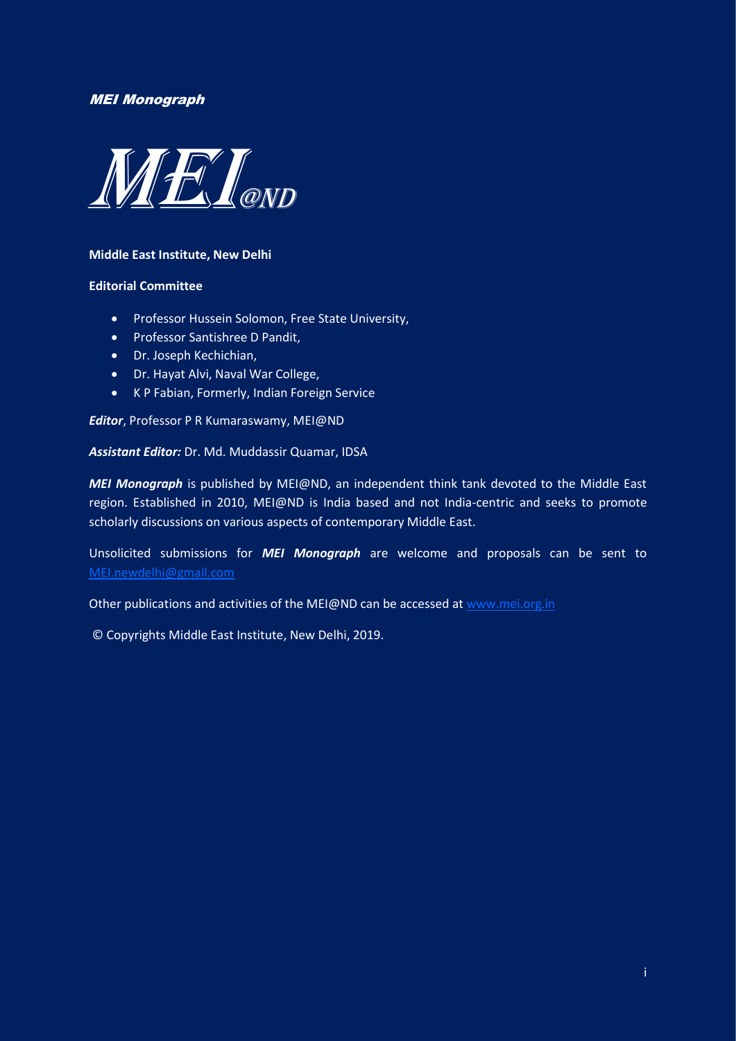***MEI Monograph***

**MEI@ND**

**Middle East Institute, New Delhi**

**Editorial Committee**

- Professor Hussein Solomon, Free State University,
- Professor Santishree D Pandit,
- Dr. Joseph Kechichian,
- Dr. Hayat Alvi, Naval War College,
- K P Fabian, Formerly, Indian Foreign Service

***Editor***, Professor P R Kumaraswamy, MEI@ND

***Assistant Editor:*** Dr. Md. Muddassir Quamar, IDSA

***MEI Monograph*** is published by MEI@ND, an independent think tank devoted to the Middle East region. Established in 2010, MEI@ND is India based and not India-centric and seeks to promote scholarly discussions on various aspects of contemporary Middle East.

Unsolicited submissions for ***MEI Monograph*** are welcome and proposals can be sent to MEI.newdelhi@gmail.com

Other publications and activities of the MEI@ND can be accessed at www.mei.org.in

© Copyrights Middle East Institute, New Delhi, 2019.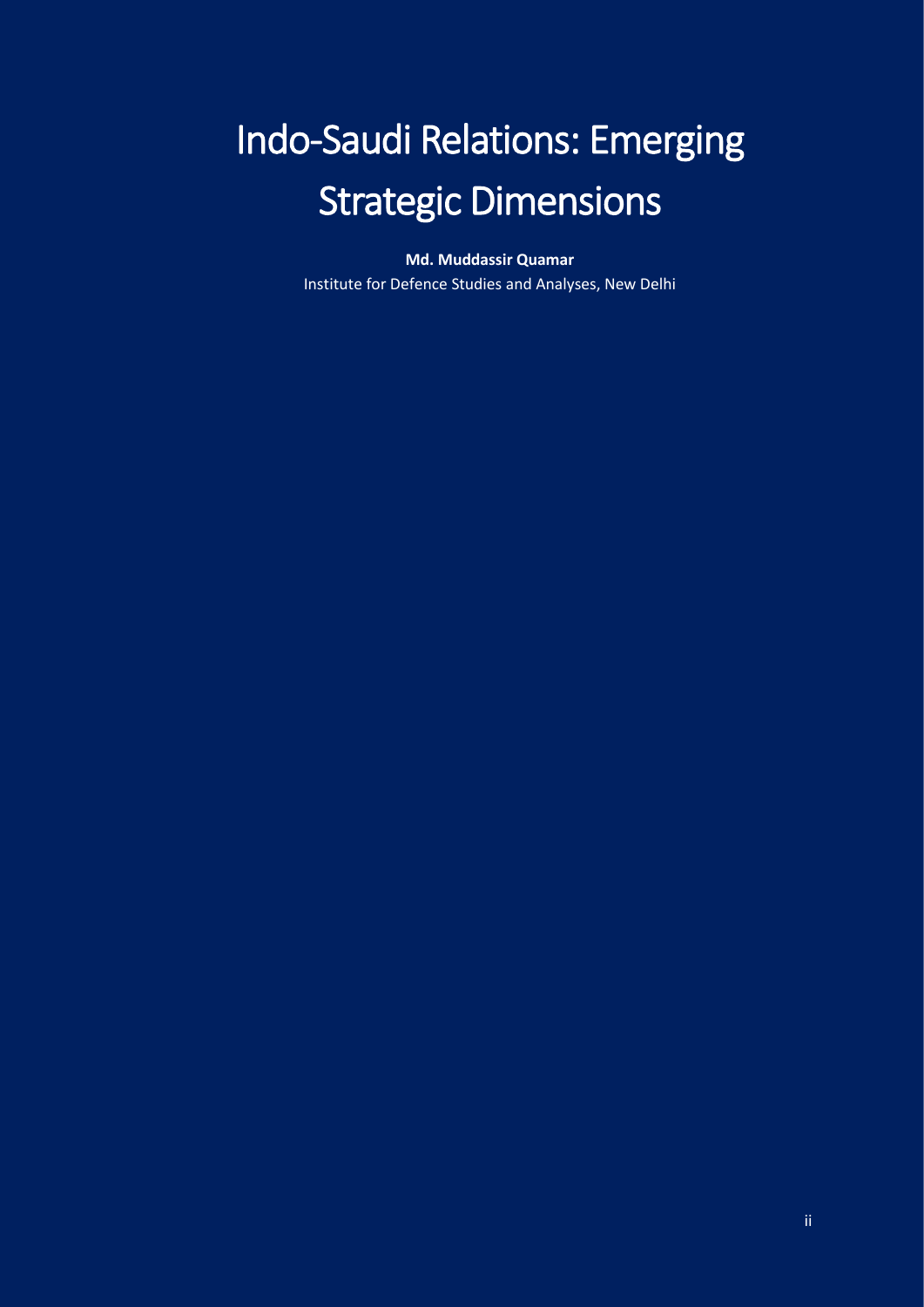# Indo-Saudi Relations: Emerging Strategic Dimensions

**Md. Muddassir Quamar**

Institute for Defence Studies and Analyses, New Delhi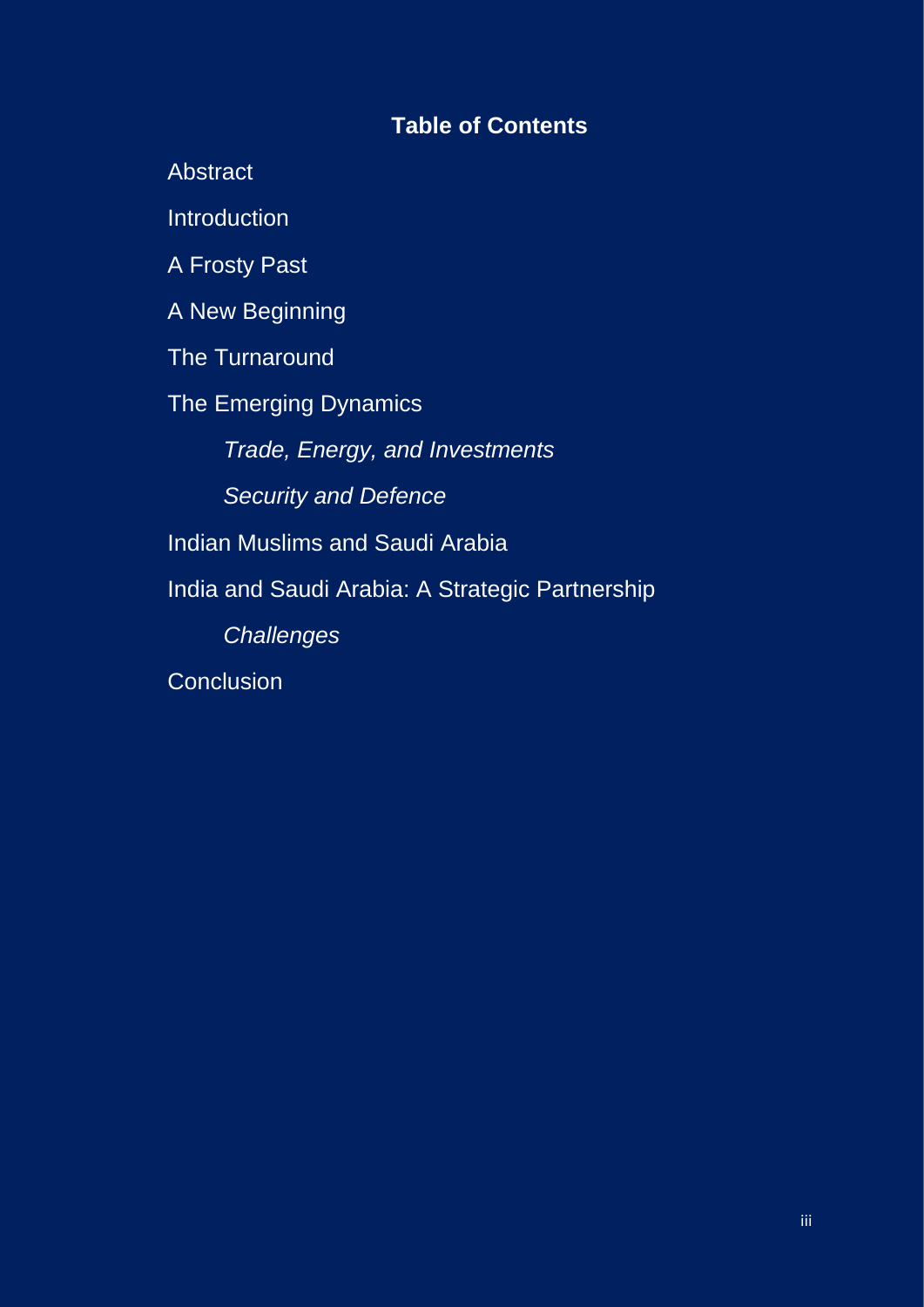## Table of Contents

Abstract

Introduction

A Frosty Past

A New Beginning

The Turnaround

The Emerging Dynamics

- *Trade, Energy, and Investments*
- *Security and Defence*

Indian Muslims and Saudi Arabia

India and Saudi Arabia: A Strategic Partnership

- *Challenges*

Conclusion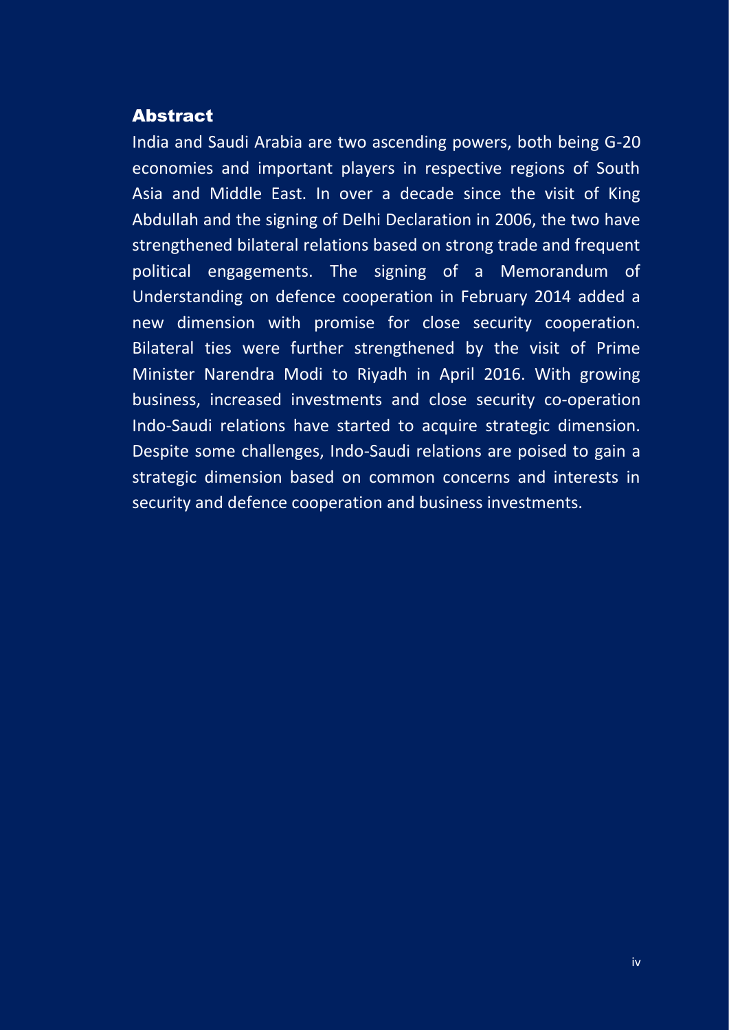## Abstract

India and Saudi Arabia are two ascending powers, both being G-20 economies and important players in respective regions of South Asia and Middle East. In over a decade since the visit of King Abdullah and the signing of Delhi Declaration in 2006, the two have strengthened bilateral relations based on strong trade and frequent political engagements. The signing of a Memorandum of Understanding on defence cooperation in February 2014 added a new dimension with promise for close security cooperation. Bilateral ties were further strengthened by the visit of Prime Minister Narendra Modi to Riyadh in April 2016. With growing business, increased investments and close security co-operation Indo-Saudi relations have started to acquire strategic dimension. Despite some challenges, Indo-Saudi relations are poised to gain a strategic dimension based on common concerns and interests in security and defence cooperation and business investments.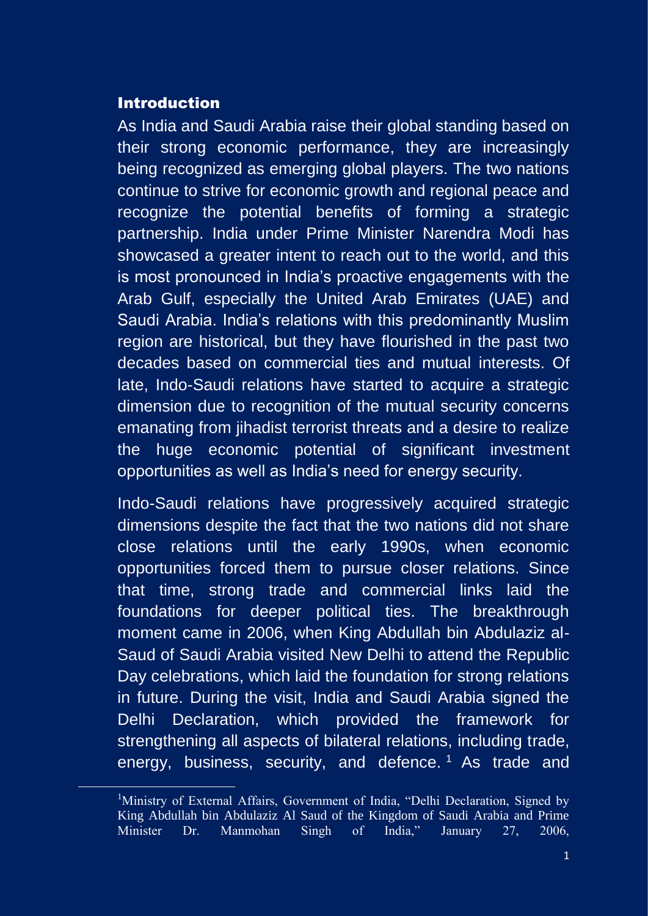## Introduction

As India and Saudi Arabia raise their global standing based on their strong economic performance, they are increasingly being recognized as emerging global players. The two nations continue to strive for economic growth and regional peace and recognize the potential benefits of forming a strategic partnership. India under Prime Minister Narendra Modi has showcased a greater intent to reach out to the world, and this is most pronounced in India's proactive engagements with the Arab Gulf, especially the United Arab Emirates (UAE) and Saudi Arabia. India's relations with this predominantly Muslim region are historical, but they have flourished in the past two decades based on commercial ties and mutual interests. Of late, Indo-Saudi relations have started to acquire a strategic dimension due to recognition of the mutual security concerns emanating from jihadist terrorist threats and a desire to realize the huge economic potential of significant investment opportunities as well as India's need for energy security.

Indo-Saudi relations have progressively acquired strategic dimensions despite the fact that the two nations did not share close relations until the early 1990s, when economic opportunities forced them to pursue closer relations. Since that time, strong trade and commercial links laid the foundations for deeper political ties. The breakthrough moment came in 2006, when King Abdullah bin Abdulaziz al-Saud of Saudi Arabia visited New Delhi to attend the Republic Day celebrations, which laid the foundation for strong relations in future. During the visit, India and Saudi Arabia signed the Delhi Declaration, which provided the framework for strengthening all aspects of bilateral relations, including trade, energy, business, security, and defence.[1] As trade and

[1] Ministry of External Affairs, Government of India, "Delhi Declaration, Signed by King Abdullah bin Abdulaziz Al Saud of the Kingdom of Saudi Arabia and Prime Minister Dr. Manmohan Singh of India," January 27, 2006,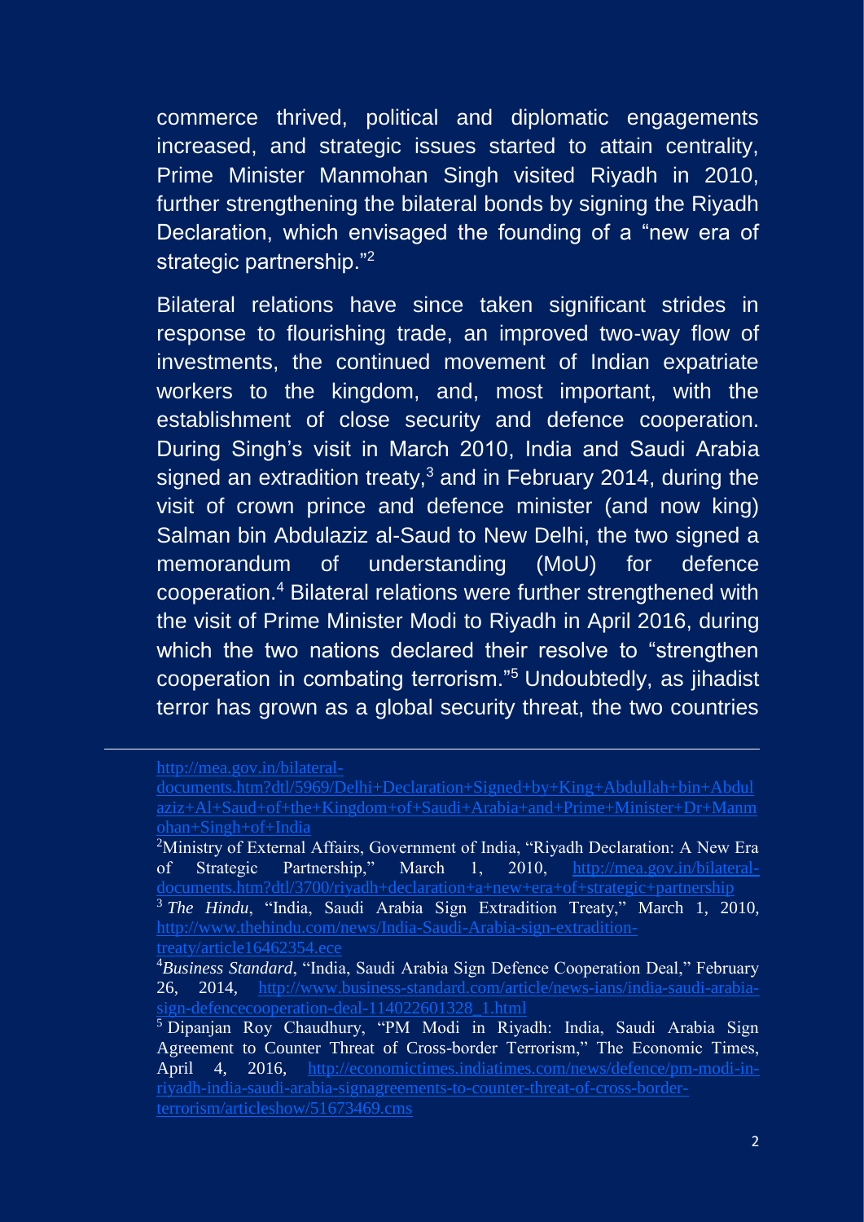commerce thrived, political and diplomatic engagements increased, and strategic issues started to attain centrality, Prime Minister Manmohan Singh visited Riyadh in 2010, further strengthening the bilateral bonds by signing the Riyadh Declaration, which envisaged the founding of a "new era of strategic partnership."[2]

Bilateral relations have since taken significant strides in response to flourishing trade, an improved two-way flow of investments, the continued movement of Indian expatriate workers to the kingdom, and, most important, with the establishment of close security and defence cooperation. During Singh's visit in March 2010, India and Saudi Arabia signed an extradition treaty,[3] and in February 2014, during the visit of crown prince and defence minister (and now king) Salman bin Abdulaziz al-Saud to New Delhi, the two signed a memorandum of understanding (MoU) for defence cooperation.[4] Bilateral relations were further strengthened with the visit of Prime Minister Modi to Riyadh in April 2016, during which the two nations declared their resolve to "strengthen cooperation in combating terrorism."[5] Undoubtedly, as jihadist terror has grown as a global security threat, the two countries

---

http://mea.gov.in/bilateral-documents.htm?dtl/5969/Delhi+Declaration+Signed+by+King+Abdullah+bin+Abdulaziz+Al+Saud+of+the+Kingdom+of+Saudi+Arabia+and+Prime+Minister+Dr+Manmohan+Singh+of+India

[2] Ministry of External Affairs, Government of India, "Riyadh Declaration: A New Era of Strategic Partnership," March 1, 2010, http://mea.gov.in/bilateral-documents.htm?dtl/3700/riyadh+declaration+a+new+era+of+strategic+partnership

[3] *The Hindu*, "India, Saudi Arabia Sign Extradition Treaty," March 1, 2010, http://www.thehindu.com/news/India-Saudi-Arabia-sign-extradition-treaty/article16462354.ece

[4] *Business Standard*, "India, Saudi Arabia Sign Defence Cooperation Deal," February 26, 2014, http://www.business-standard.com/article/news-ians/india-saudi-arabia-sign-defencecooperation-deal-114022601328_1.html

[5] Dipanjan Roy Chaudhury, "PM Modi in Riyadh: India, Saudi Arabia Sign Agreement to Counter Threat of Cross-border Terrorism," The Economic Times, April 4, 2016, http://economictimes.indiatimes.com/news/defence/pm-modi-in-riyadh-india-saudi-arabia-signagreements-to-counter-threat-of-cross-border-terrorism/articleshow/51673469.cms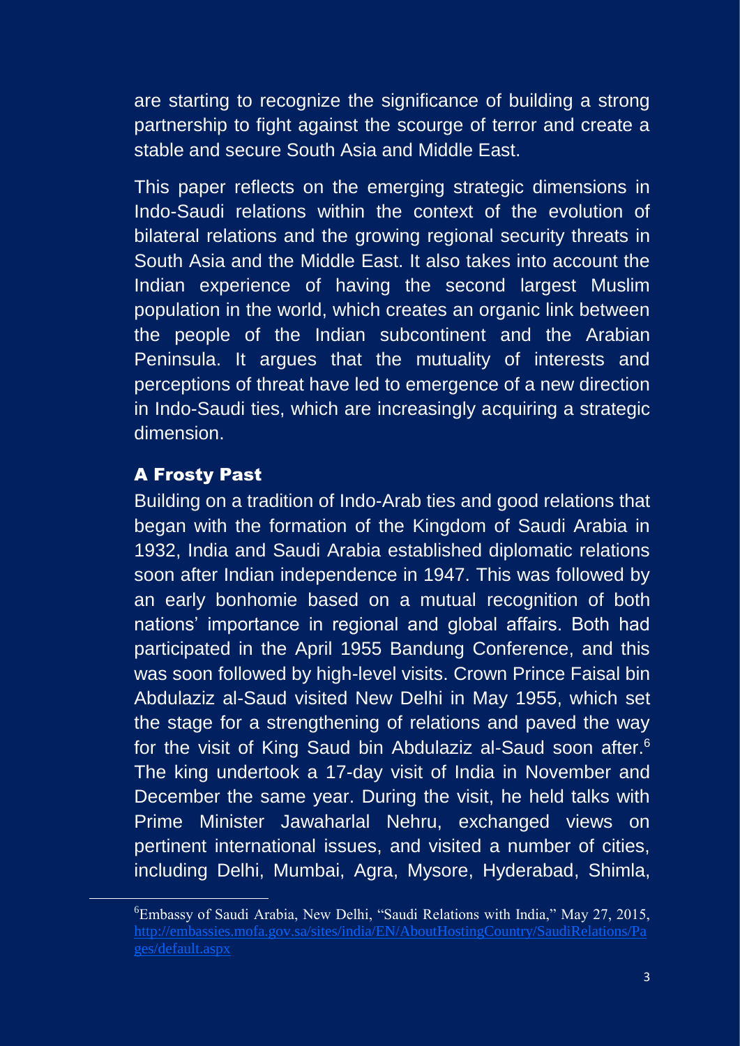are starting to recognize the significance of building a strong partnership to fight against the scourge of terror and create a stable and secure South Asia and Middle East.

This paper reflects on the emerging strategic dimensions in Indo-Saudi relations within the context of the evolution of bilateral relations and the growing regional security threats in South Asia and the Middle East. It also takes into account the Indian experience of having the second largest Muslim population in the world, which creates an organic link between the people of the Indian subcontinent and the Arabian Peninsula. It argues that the mutuality of interests and perceptions of threat have led to emergence of a new direction in Indo-Saudi ties, which are increasingly acquiring a strategic dimension.

## A Frosty Past

Building on a tradition of Indo-Arab ties and good relations that began with the formation of the Kingdom of Saudi Arabia in 1932, India and Saudi Arabia established diplomatic relations soon after Indian independence in 1947. This was followed by an early bonhomie based on a mutual recognition of both nations' importance in regional and global affairs. Both had participated in the April 1955 Bandung Conference, and this was soon followed by high-level visits. Crown Prince Faisal bin Abdulaziz al-Saud visited New Delhi in May 1955, which set the stage for a strengthening of relations and paved the way for the visit of King Saud bin Abdulaziz al-Saud soon after.[6] The king undertook a 17-day visit of India in November and December the same year. During the visit, he held talks with Prime Minister Jawaharlal Nehru, exchanged views on pertinent international issues, and visited a number of cities, including Delhi, Mumbai, Agra, Mysore, Hyderabad, Shimla,

---

[6] Embassy of Saudi Arabia, New Delhi, "Saudi Relations with India," May 27, 2015, http://embassies.mofa.gov.sa/sites/india/EN/AboutHostingCountry/SaudiRelations/Pages/default.aspx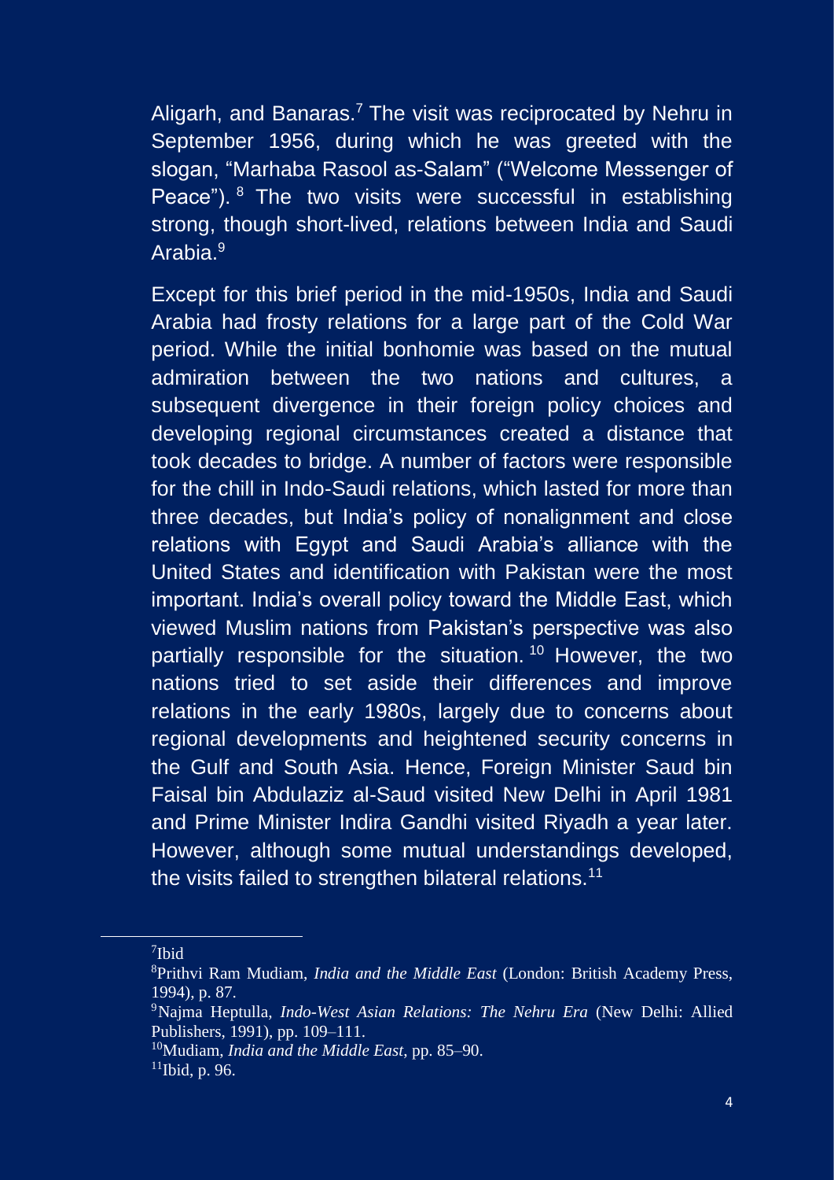Aligarh, and Banaras.[7] The visit was reciprocated by Nehru in September 1956, during which he was greeted with the slogan, "Marhaba Rasool as-Salam" ("Welcome Messenger of Peace").[8] The two visits were successful in establishing strong, though short-lived, relations between India and Saudi Arabia.[9]

Except for this brief period in the mid-1950s, India and Saudi Arabia had frosty relations for a large part of the Cold War period. While the initial bonhomie was based on the mutual admiration between the two nations and cultures, a subsequent divergence in their foreign policy choices and developing regional circumstances created a distance that took decades to bridge. A number of factors were responsible for the chill in Indo-Saudi relations, which lasted for more than three decades, but India's policy of nonalignment and close relations with Egypt and Saudi Arabia's alliance with the United States and identification with Pakistan were the most important. India's overall policy toward the Middle East, which viewed Muslim nations from Pakistan's perspective was also partially responsible for the situation.[10] However, the two nations tried to set aside their differences and improve relations in the early 1980s, largely due to concerns about regional developments and heightened security concerns in the Gulf and South Asia. Hence, Foreign Minister Saud bin Faisal bin Abdulaziz al-Saud visited New Delhi in April 1981 and Prime Minister Indira Gandhi visited Riyadh a year later. However, although some mutual understandings developed, the visits failed to strengthen bilateral relations.[11]

---

[7] Ibid

[8] Prithvi Ram Mudiam, *India and the Middle East* (London: British Academy Press, 1994), p. 87.

[9] Najma Heptulla, *Indo-West Asian Relations: The Nehru Era* (New Delhi: Allied Publishers, 1991), pp. 109–111.

[10] Mudiam, *India and the Middle East*, pp. 85–90.

[11] Ibid, p. 96.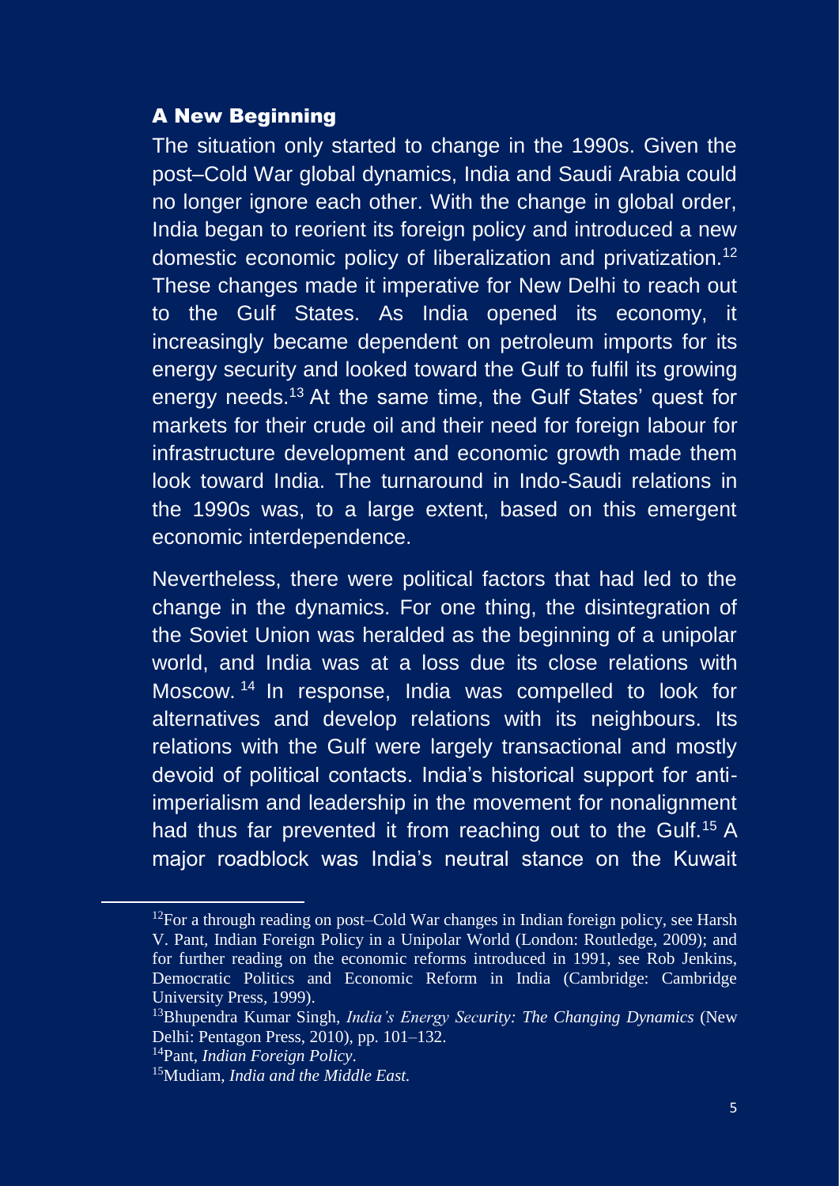## A New Beginning

The situation only started to change in the 1990s. Given the post–Cold War global dynamics, India and Saudi Arabia could no longer ignore each other. With the change in global order, India began to reorient its foreign policy and introduced a new domestic economic policy of liberalization and privatization.[12] These changes made it imperative for New Delhi to reach out to the Gulf States. As India opened its economy, it increasingly became dependent on petroleum imports for its energy security and looked toward the Gulf to fulfil its growing energy needs.[13] At the same time, the Gulf States' quest for markets for their crude oil and their need for foreign labour for infrastructure development and economic growth made them look toward India. The turnaround in Indo-Saudi relations in the 1990s was, to a large extent, based on this emergent economic interdependence.

Nevertheless, there were political factors that had led to the change in the dynamics. For one thing, the disintegration of the Soviet Union was heralded as the beginning of a unipolar world, and India was at a loss due its close relations with Moscow.[14] In response, India was compelled to look for alternatives and develop relations with its neighbours. Its relations with the Gulf were largely transactional and mostly devoid of political contacts. India's historical support for anti-imperialism and leadership in the movement for nonalignment had thus far prevented it from reaching out to the Gulf.[15] A major roadblock was India's neutral stance on the Kuwait

---

[12] For a through reading on post–Cold War changes in Indian foreign policy, see Harsh V. Pant, Indian Foreign Policy in a Unipolar World (London: Routledge, 2009); and for further reading on the economic reforms introduced in 1991, see Rob Jenkins, Democratic Politics and Economic Reform in India (Cambridge: Cambridge University Press, 1999).

[13] Bhupendra Kumar Singh, *India's Energy Security: The Changing Dynamics* (New Delhi: Pentagon Press, 2010), pp. 101–132.

[14] Pant, *Indian Foreign Policy*.

[15] Mudiam, *India and the Middle East.*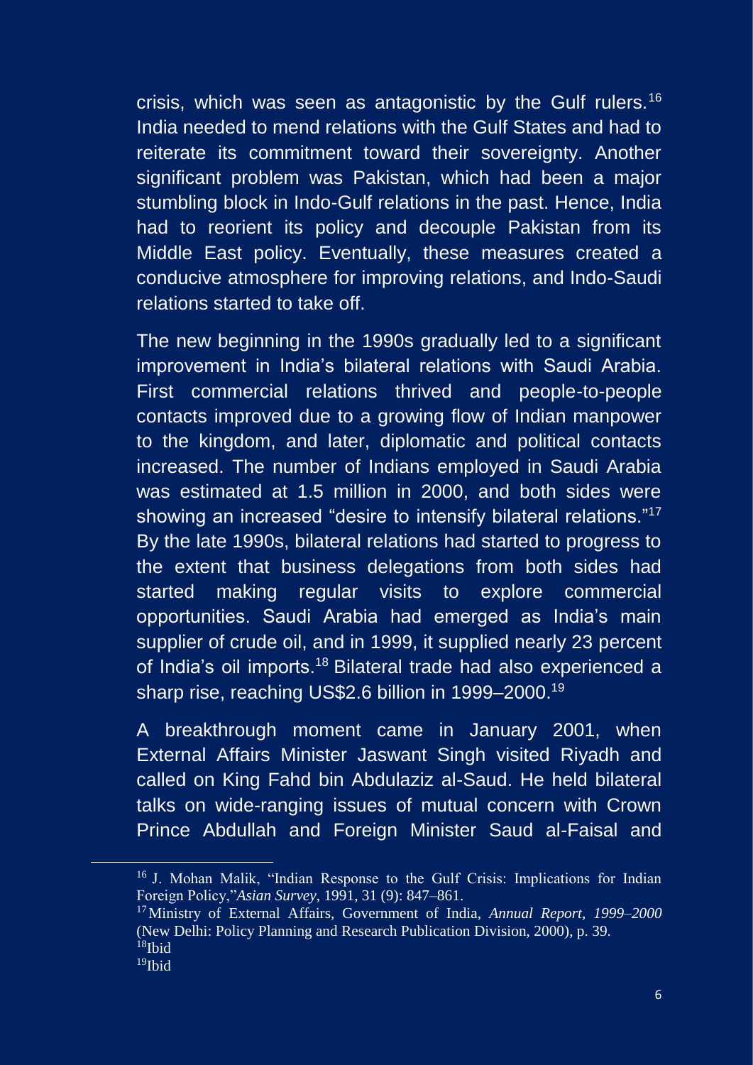crisis, which was seen as antagonistic by the Gulf rulers.[16] India needed to mend relations with the Gulf States and had to reiterate its commitment toward their sovereignty. Another significant problem was Pakistan, which had been a major stumbling block in Indo-Gulf relations in the past. Hence, India had to reorient its policy and decouple Pakistan from its Middle East policy. Eventually, these measures created a conducive atmosphere for improving relations, and Indo-Saudi relations started to take off.

The new beginning in the 1990s gradually led to a significant improvement in India's bilateral relations with Saudi Arabia. First commercial relations thrived and people-to-people contacts improved due to a growing flow of Indian manpower to the kingdom, and later, diplomatic and political contacts increased. The number of Indians employed in Saudi Arabia was estimated at 1.5 million in 2000, and both sides were showing an increased "desire to intensify bilateral relations."[17] By the late 1990s, bilateral relations had started to progress to the extent that business delegations from both sides had started making regular visits to explore commercial opportunities. Saudi Arabia had emerged as India's main supplier of crude oil, and in 1999, it supplied nearly 23 percent of India's oil imports.[18] Bilateral trade had also experienced a sharp rise, reaching US$2.6 billion in 1999–2000.[19]

A breakthrough moment came in January 2001, when External Affairs Minister Jaswant Singh visited Riyadh and called on King Fahd bin Abdulaziz al-Saud. He held bilateral talks on wide-ranging issues of mutual concern with Crown Prince Abdullah and Foreign Minister Saud al-Faisal and

---

[16] J. Mohan Malik, "Indian Response to the Gulf Crisis: Implications for Indian Foreign Policy,"*Asian Survey*, 1991, 31 (9): 847–861.

[17] Ministry of External Affairs, Government of India, *Annual Report, 1999–2000* (New Delhi: Policy Planning and Research Publication Division, 2000), p. 39.

[18] Ibid

[19] Ibid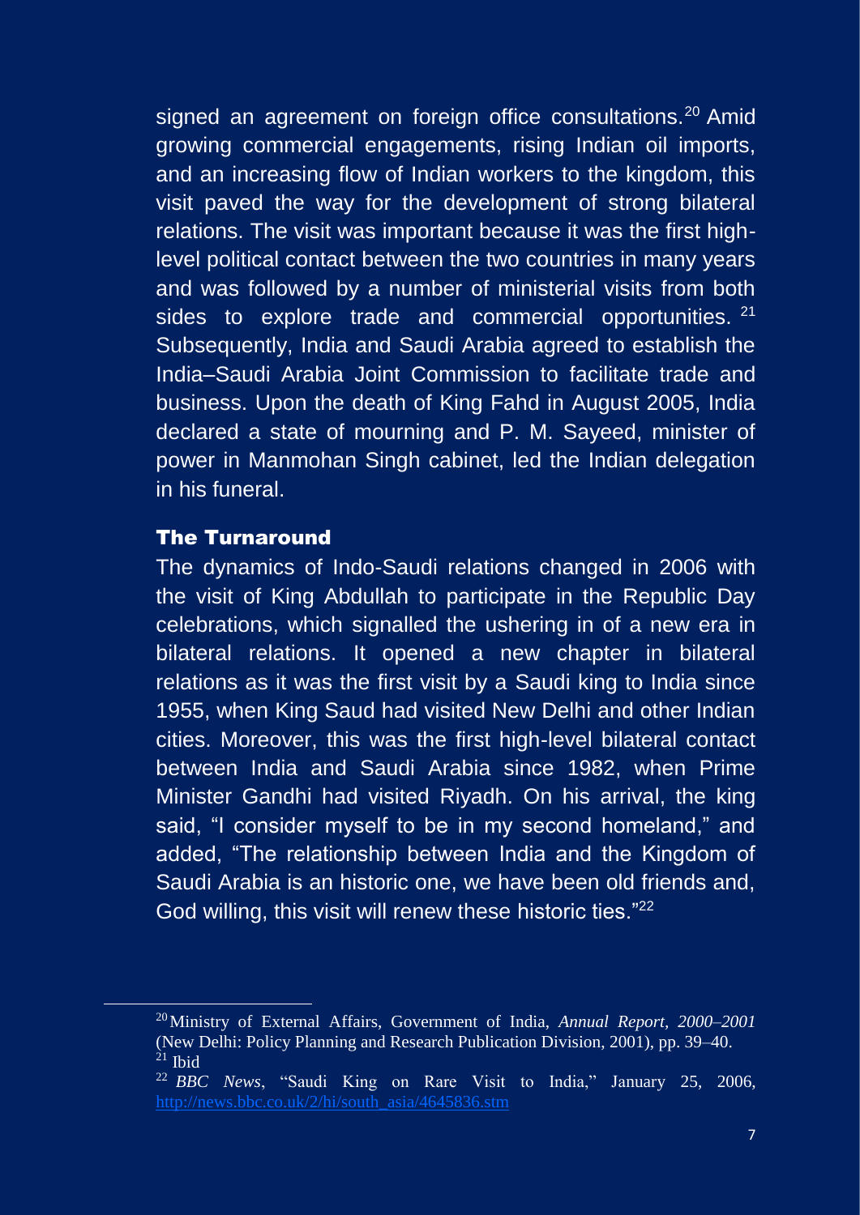signed an agreement on foreign office consultations.[20] Amid growing commercial engagements, rising Indian oil imports, and an increasing flow of Indian workers to the kingdom, this visit paved the way for the development of strong bilateral relations. The visit was important because it was the first high-level political contact between the two countries in many years and was followed by a number of ministerial visits from both sides to explore trade and commercial opportunities.[21] Subsequently, India and Saudi Arabia agreed to establish the India–Saudi Arabia Joint Commission to facilitate trade and business. Upon the death of King Fahd in August 2005, India declared a state of mourning and P. M. Sayeed, minister of power in Manmohan Singh cabinet, led the Indian delegation in his funeral.

## The Turnaround

The dynamics of Indo-Saudi relations changed in 2006 with the visit of King Abdullah to participate in the Republic Day celebrations, which signalled the ushering in of a new era in bilateral relations. It opened a new chapter in bilateral relations as it was the first visit by a Saudi king to India since 1955, when King Saud had visited New Delhi and other Indian cities. Moreover, this was the first high-level bilateral contact between India and Saudi Arabia since 1982, when Prime Minister Gandhi had visited Riyadh. On his arrival, the king said, "I consider myself to be in my second homeland," and added, "The relationship between India and the Kingdom of Saudi Arabia is an historic one, we have been old friends and, God willing, this visit will renew these historic ties."[22]

---

[20] Ministry of External Affairs, Government of India, *Annual Report, 2000–2001* (New Delhi: Policy Planning and Research Publication Division, 2001), pp. 39–40.

[21] Ibid

[22] *BBC News*, "Saudi King on Rare Visit to India," January 25, 2006, http://news.bbc.co.uk/2/hi/south_asia/4645836.stm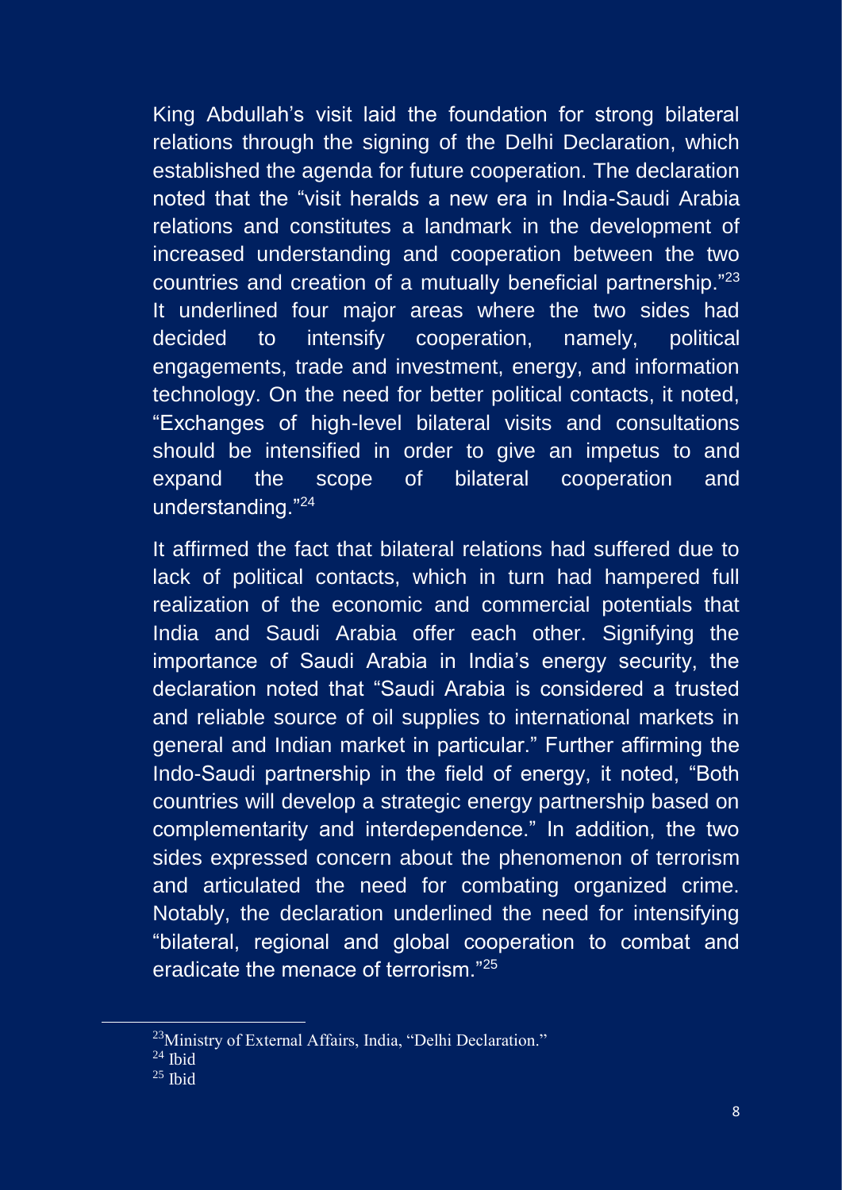King Abdullah's visit laid the foundation for strong bilateral relations through the signing of the Delhi Declaration, which established the agenda for future cooperation. The declaration noted that the "visit heralds a new era in India-Saudi Arabia relations and constitutes a landmark in the development of increased understanding and cooperation between the two countries and creation of a mutually beneficial partnership."[23] It underlined four major areas where the two sides had decided to intensify cooperation, namely, political engagements, trade and investment, energy, and information technology. On the need for better political contacts, it noted, "Exchanges of high-level bilateral visits and consultations should be intensified in order to give an impetus to and expand the scope of bilateral cooperation and understanding."[24]

It affirmed the fact that bilateral relations had suffered due to lack of political contacts, which in turn had hampered full realization of the economic and commercial potentials that India and Saudi Arabia offer each other. Signifying the importance of Saudi Arabia in India's energy security, the declaration noted that "Saudi Arabia is considered a trusted and reliable source of oil supplies to international markets in general and Indian market in particular." Further affirming the Indo-Saudi partnership in the field of energy, it noted, "Both countries will develop a strategic energy partnership based on complementarity and interdependence." In addition, the two sides expressed concern about the phenomenon of terrorism and articulated the need for combating organized crime. Notably, the declaration underlined the need for intensifying "bilateral, regional and global cooperation to combat and eradicate the menace of terrorism."[25]

---

[23] Ministry of External Affairs, India, "Delhi Declaration."

[24] Ibid

[25] Ibid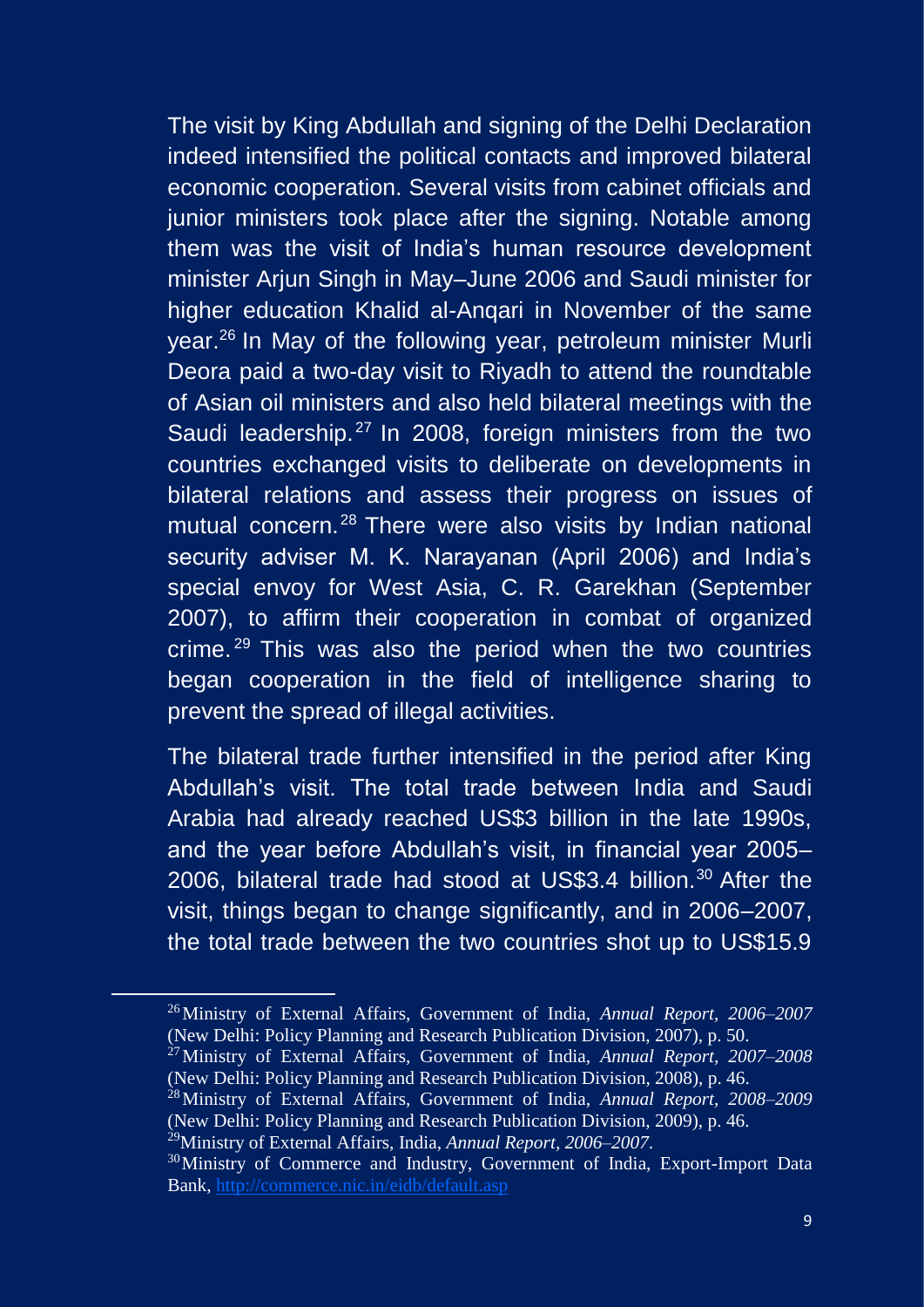The visit by King Abdullah and signing of the Delhi Declaration indeed intensified the political contacts and improved bilateral economic cooperation. Several visits from cabinet officials and junior ministers took place after the signing. Notable among them was the visit of India's human resource development minister Arjun Singh in May–June 2006 and Saudi minister for higher education Khalid al-Anqari in November of the same year.[26] In May of the following year, petroleum minister Murli Deora paid a two-day visit to Riyadh to attend the roundtable of Asian oil ministers and also held bilateral meetings with the Saudi leadership.[27] In 2008, foreign ministers from the two countries exchanged visits to deliberate on developments in bilateral relations and assess their progress on issues of mutual concern.[28] There were also visits by Indian national security adviser M. K. Narayanan (April 2006) and India's special envoy for West Asia, C. R. Garekhan (September 2007), to affirm their cooperation in combat of organized crime.[29] This was also the period when the two countries began cooperation in the field of intelligence sharing to prevent the spread of illegal activities.

The bilateral trade further intensified in the period after King Abdullah's visit. The total trade between India and Saudi Arabia had already reached US$3 billion in the late 1990s, and the year before Abdullah's visit, in financial year 2005–2006, bilateral trade had stood at US$3.4 billion.[30] After the visit, things began to change significantly, and in 2006–2007, the total trade between the two countries shot up to US$15.9

---

[26] Ministry of External Affairs, Government of India, *Annual Report, 2006–2007* (New Delhi: Policy Planning and Research Publication Division, 2007), p. 50.

[27] Ministry of External Affairs, Government of India, *Annual Report, 2007–2008* (New Delhi: Policy Planning and Research Publication Division, 2008), p. 46.

[28] Ministry of External Affairs, Government of India, *Annual Report, 2008–2009* (New Delhi: Policy Planning and Research Publication Division, 2009), p. 46.

[29] Ministry of External Affairs, India, *Annual Report, 2006–2007*.

[30] Ministry of Commerce and Industry, Government of India, Export-Import Data Bank, http://commerce.nic.in/eidb/default.asp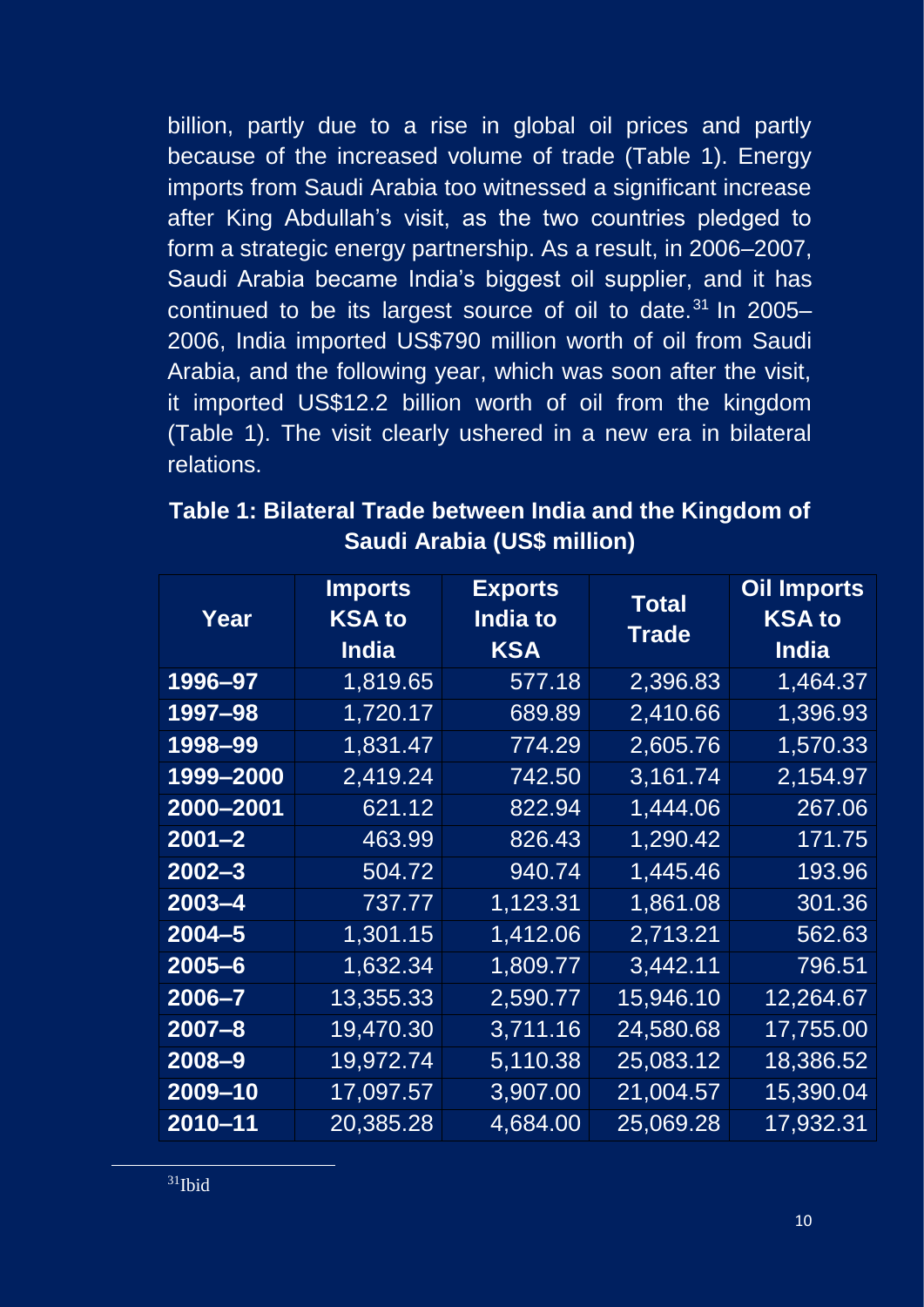billion, partly due to a rise in global oil prices and partly because of the increased volume of trade (Table 1). Energy imports from Saudi Arabia too witnessed a significant increase after King Abdullah's visit, as the two countries pledged to form a strategic energy partnership. As a result, in 2006–2007, Saudi Arabia became India's biggest oil supplier, and it has continued to be its largest source of oil to date.[31] In 2005–2006, India imported US$790 million worth of oil from Saudi Arabia, and the following year, which was soon after the visit, it imported US$12.2 billion worth of oil from the kingdom (Table 1). The visit clearly ushered in a new era in bilateral relations.

**Table 1: Bilateral Trade between India and the Kingdom of Saudi Arabia (US$ million)**

| Year | Imports KSA to India | Exports India to KSA | Total Trade | Oil Imports KSA to India |
|---|---|---|---|---|
| **1996–97** | 1,819.65 | 577.18 | 2,396.83 | 1,464.37 |
| **1997–98** | 1,720.17 | 689.89 | 2,410.66 | 1,396.93 |
| **1998–99** | 1,831.47 | 774.29 | 2,605.76 | 1,570.33 |
| **1999–2000** | 2,419.24 | 742.50 | 3,161.74 | 2,154.97 |
| **2000–2001** | 621.12 | 822.94 | 1,444.06 | 267.06 |
| **2001–2** | 463.99 | 826.43 | 1,290.42 | 171.75 |
| **2002–3** | 504.72 | 940.74 | 1,445.46 | 193.96 |
| **2003–4** | 737.77 | 1,123.31 | 1,861.08 | 301.36 |
| **2004–5** | 1,301.15 | 1,412.06 | 2,713.21 | 562.63 |
| **2005–6** | 1,632.34 | 1,809.77 | 3,442.11 | 796.51 |
| **2006–7** | 13,355.33 | 2,590.77 | 15,946.10 | 12,264.67 |
| **2007–8** | 19,470.30 | 3,711.16 | 24,580.68 | 17,755.00 |
| **2008–9** | 19,972.74 | 5,110.38 | 25,083.12 | 18,386.52 |
| **2009–10** | 17,097.57 | 3,907.00 | 21,004.57 | 15,390.04 |
| **2010–11** | 20,385.28 | 4,684.00 | 25,069.28 | 17,932.31 |

[31] Ibid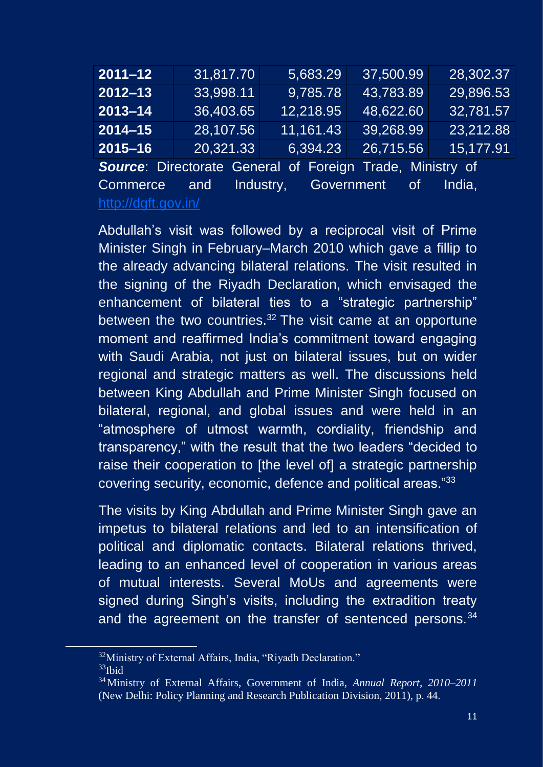| 2011–12 | 31,817.70 | 5,683.29 | 37,500.99 | 28,302.37 |
|---|---|---|---|---|
| 2012–13 | 33,998.11 | 9,785.78 | 43,783.89 | 29,896.53 |
| 2013–14 | 36,403.65 | 12,218.95 | 48,622.60 | 32,781.57 |
| 2014–15 | 28,107.56 | 11,161.43 | 39,268.99 | 23,212.88 |
| 2015–16 | 20,321.33 | 6,394.23 | 26,715.56 | 15,177.91 |

***Source***: Directorate General of Foreign Trade, Ministry of Commerce and Industry, Government of India, http://dgft.gov.in/

Abdullah's visit was followed by a reciprocal visit of Prime Minister Singh in February–March 2010 which gave a fillip to the already advancing bilateral relations. The visit resulted in the signing of the Riyadh Declaration, which envisaged the enhancement of bilateral ties to a "strategic partnership" between the two countries.[32] The visit came at an opportune moment and reaffirmed India's commitment toward engaging with Saudi Arabia, not just on bilateral issues, but on wider regional and strategic matters as well. The discussions held between King Abdullah and Prime Minister Singh focused on bilateral, regional, and global issues and were held in an "atmosphere of utmost warmth, cordiality, friendship and transparency," with the result that the two leaders "decided to raise their cooperation to [the level of] a strategic partnership covering security, economic, defence and political areas."[33]

The visits by King Abdullah and Prime Minister Singh gave an impetus to bilateral relations and led to an intensification of political and diplomatic contacts. Bilateral relations thrived, leading to an enhanced level of cooperation in various areas of mutual interests. Several MoUs and agreements were signed during Singh's visits, including the extradition treaty and the agreement on the transfer of sentenced persons.[34]

---

[32] Ministry of External Affairs, India, "Riyadh Declaration."

[33] Ibid

[34] Ministry of External Affairs, Government of India, *Annual Report, 2010–2011* (New Delhi: Policy Planning and Research Publication Division, 2011), p. 44.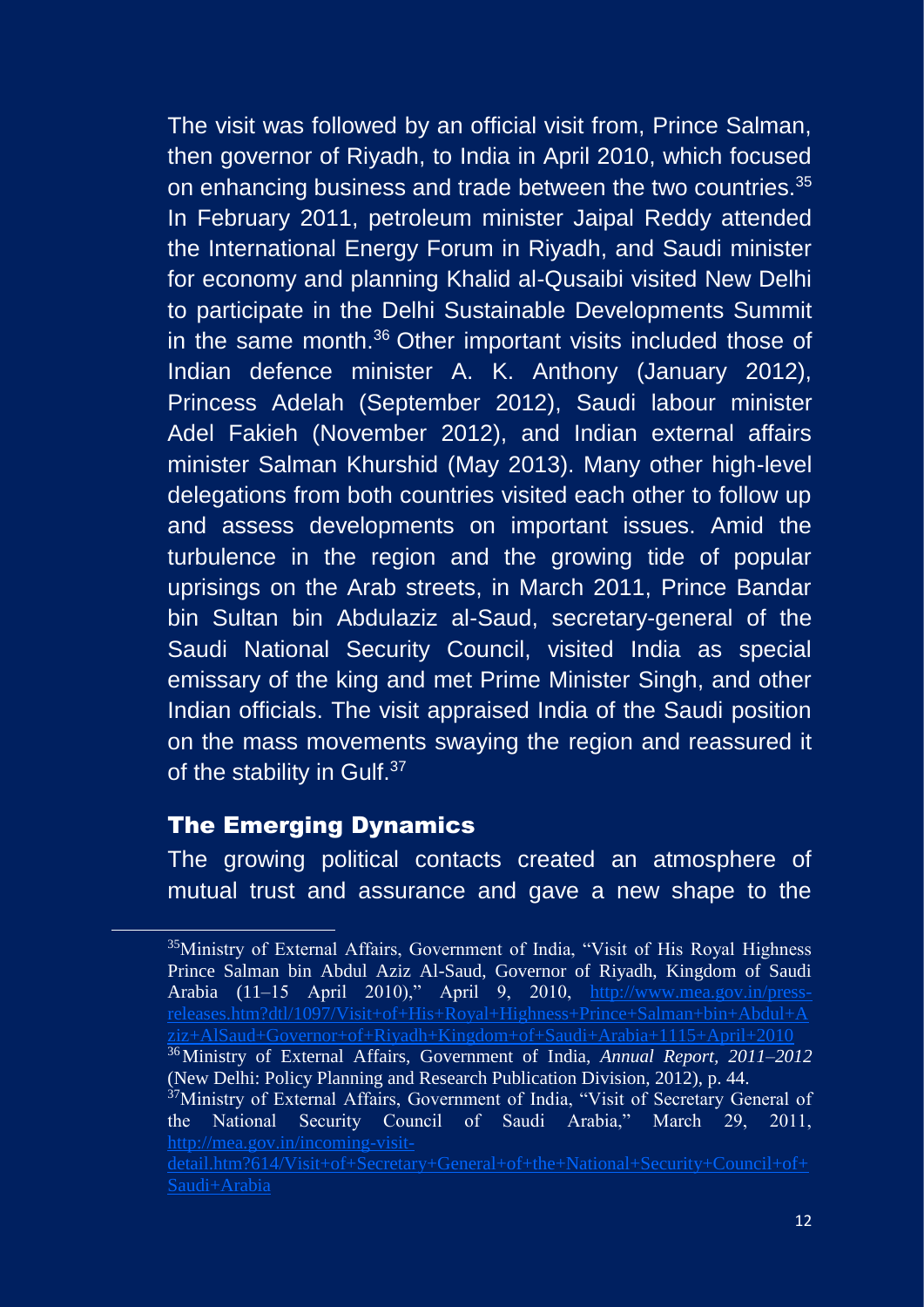The visit was followed by an official visit from, Prince Salman, then governor of Riyadh, to India in April 2010, which focused on enhancing business and trade between the two countries.[35] In February 2011, petroleum minister Jaipal Reddy attended the International Energy Forum in Riyadh, and Saudi minister for economy and planning Khalid al-Qusaibi visited New Delhi to participate in the Delhi Sustainable Developments Summit in the same month.[36] Other important visits included those of Indian defence minister A. K. Anthony (January 2012), Princess Adelah (September 2012), Saudi labour minister Adel Fakieh (November 2012), and Indian external affairs minister Salman Khurshid (May 2013). Many other high-level delegations from both countries visited each other to follow up and assess developments on important issues. Amid the turbulence in the region and the growing tide of popular uprisings on the Arab streets, in March 2011, Prince Bandar bin Sultan bin Abdulaziz al-Saud, secretary-general of the Saudi National Security Council, visited India as special emissary of the king and met Prime Minister Singh, and other Indian officials. The visit appraised India of the Saudi position on the mass movements swaying the region and reassured it of the stability in Gulf.[37]

## The Emerging Dynamics

The growing political contacts created an atmosphere of mutual trust and assurance and gave a new shape to the

---

[35] Ministry of External Affairs, Government of India, "Visit of His Royal Highness Prince Salman bin Abdul Aziz Al-Saud, Governor of Riyadh, Kingdom of Saudi Arabia (11–15 April 2010)," April 9, 2010, http://www.mea.gov.in/press-releases.htm?dtl/1097/Visit+of+His+Royal+Highness+Prince+Salman+bin+Abdul+Aziz+AlSaud+Governor+of+Riyadh+Kingdom+of+Saudi+Arabia+1115+April+2010

[36] Ministry of External Affairs, Government of India, *Annual Report, 2011–2012* (New Delhi: Policy Planning and Research Publication Division, 2012), p. 44.

[37] Ministry of External Affairs, Government of India, "Visit of Secretary General of the National Security Council of Saudi Arabia," March 29, 2011, http://mea.gov.in/incoming-visit-detail.htm?614/Visit+of+Secretary+General+of+the+National+Security+Council+of+Saudi+Arabia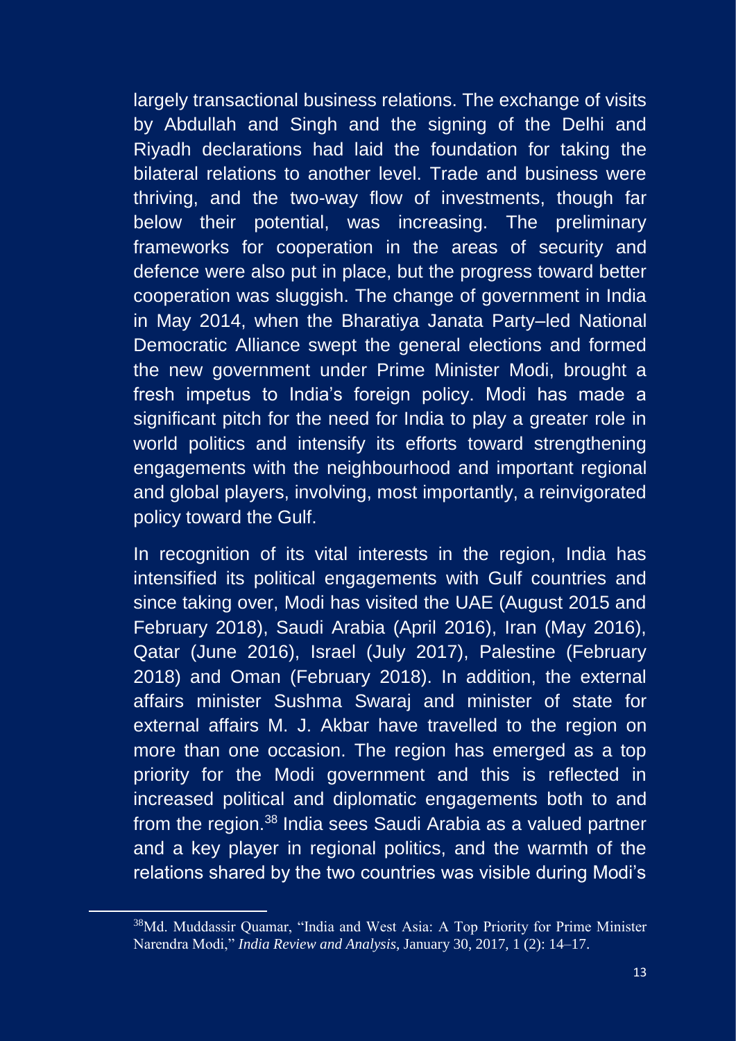largely transactional business relations. The exchange of visits by Abdullah and Singh and the signing of the Delhi and Riyadh declarations had laid the foundation for taking the bilateral relations to another level. Trade and business were thriving, and the two-way flow of investments, though far below their potential, was increasing. The preliminary frameworks for cooperation in the areas of security and defence were also put in place, but the progress toward better cooperation was sluggish. The change of government in India in May 2014, when the Bharatiya Janata Party–led National Democratic Alliance swept the general elections and formed the new government under Prime Minister Modi, brought a fresh impetus to India's foreign policy. Modi has made a significant pitch for the need for India to play a greater role in world politics and intensify its efforts toward strengthening engagements with the neighbourhood and important regional and global players, involving, most importantly, a reinvigorated policy toward the Gulf.

In recognition of its vital interests in the region, India has intensified its political engagements with Gulf countries and since taking over, Modi has visited the UAE (August 2015 and February 2018), Saudi Arabia (April 2016), Iran (May 2016), Qatar (June 2016), Israel (July 2017), Palestine (February 2018) and Oman (February 2018). In addition, the external affairs minister Sushma Swaraj and minister of state for external affairs M. J. Akbar have travelled to the region on more than one occasion. The region has emerged as a top priority for the Modi government and this is reflected in increased political and diplomatic engagements both to and from the region.[38] India sees Saudi Arabia as a valued partner and a key player in regional politics, and the warmth of the relations shared by the two countries was visible during Modi's

---

[38] Md. Muddassir Quamar, "India and West Asia: A Top Priority for Prime Minister Narendra Modi," *India Review and Analysis*, January 30, 2017, 1 (2): 14–17.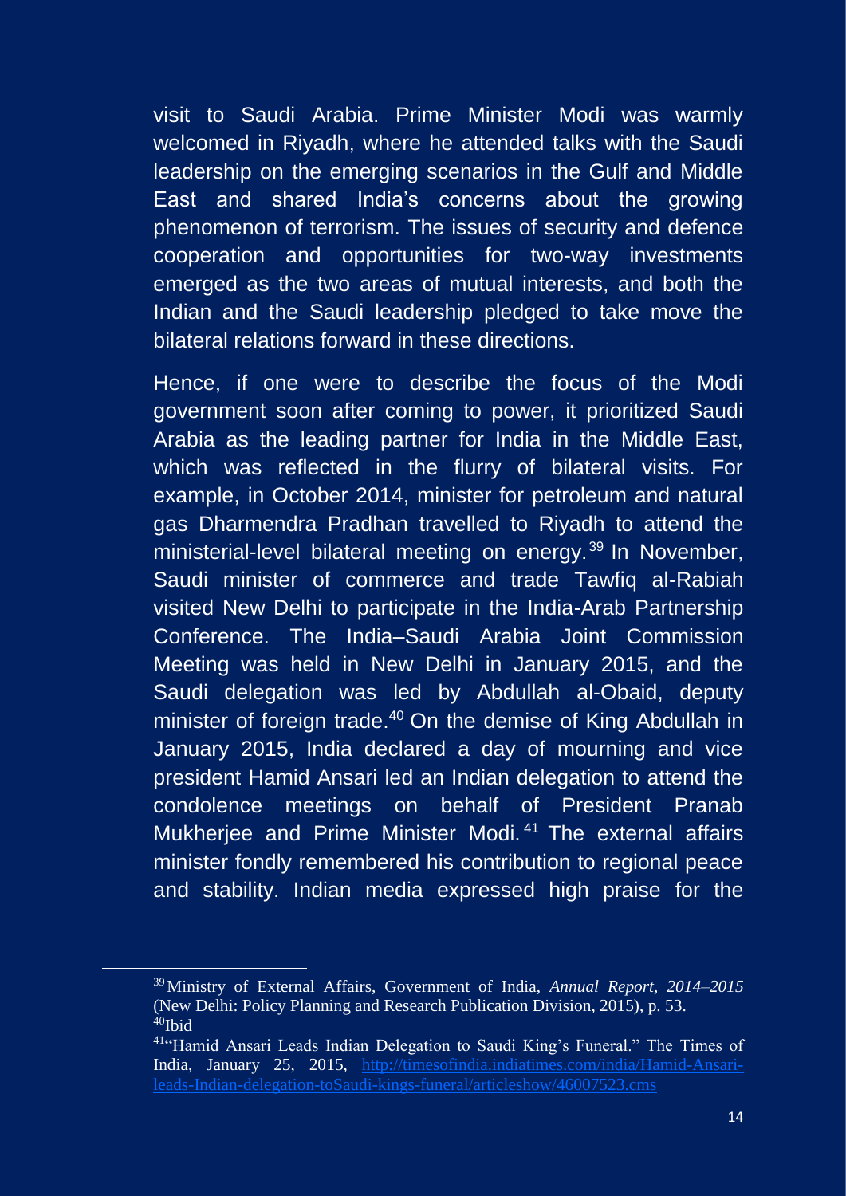visit to Saudi Arabia. Prime Minister Modi was warmly welcomed in Riyadh, where he attended talks with the Saudi leadership on the emerging scenarios in the Gulf and Middle East and shared India's concerns about the growing phenomenon of terrorism. The issues of security and defence cooperation and opportunities for two-way investments emerged as the two areas of mutual interests, and both the Indian and the Saudi leadership pledged to take move the bilateral relations forward in these directions.

Hence, if one were to describe the focus of the Modi government soon after coming to power, it prioritized Saudi Arabia as the leading partner for India in the Middle East, which was reflected in the flurry of bilateral visits. For example, in October 2014, minister for petroleum and natural gas Dharmendra Pradhan travelled to Riyadh to attend the ministerial-level bilateral meeting on energy.[39] In November, Saudi minister of commerce and trade Tawfiq al-Rabiah visited New Delhi to participate in the India-Arab Partnership Conference. The India–Saudi Arabia Joint Commission Meeting was held in New Delhi in January 2015, and the Saudi delegation was led by Abdullah al-Obaid, deputy minister of foreign trade.[40] On the demise of King Abdullah in January 2015, India declared a day of mourning and vice president Hamid Ansari led an Indian delegation to attend the condolence meetings on behalf of President Pranab Mukherjee and Prime Minister Modi.[41] The external affairs minister fondly remembered his contribution to regional peace and stability. Indian media expressed high praise for the

---

[39] Ministry of External Affairs, Government of India, *Annual Report, 2014–2015* (New Delhi: Policy Planning and Research Publication Division, 2015), p. 53.

[40] Ibid

[41] "Hamid Ansari Leads Indian Delegation to Saudi King's Funeral." The Times of India, January 25, 2015, http://timesofindia.indiatimes.com/india/Hamid-Ansari-leads-Indian-delegation-toSaudi-kings-funeral/articleshow/46007523.cms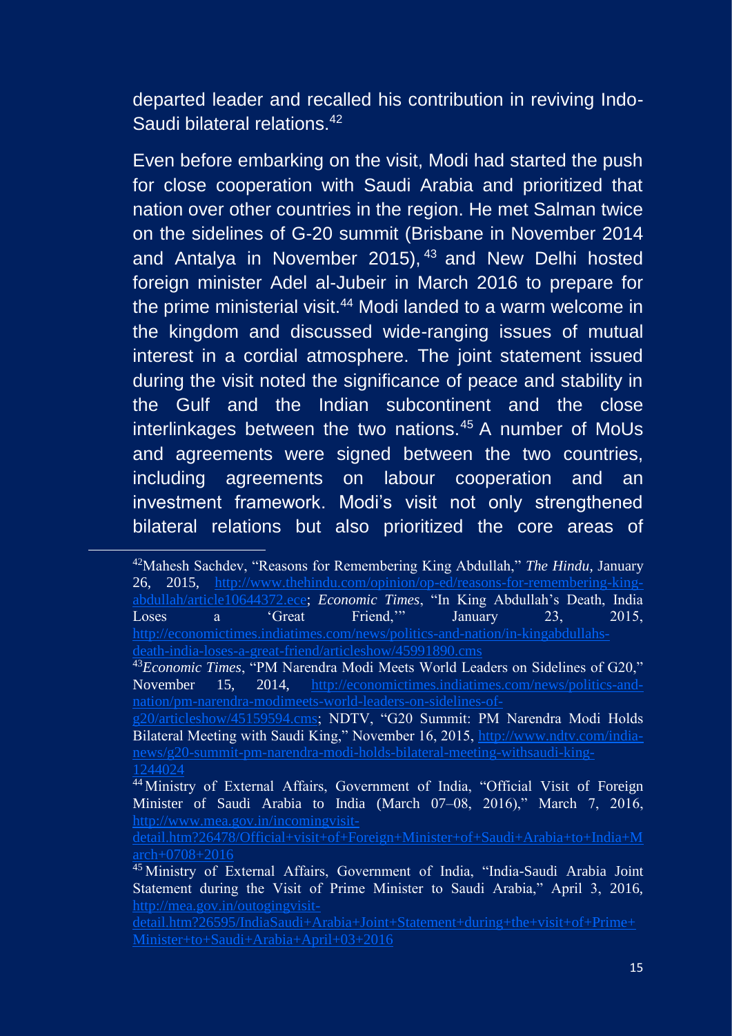departed leader and recalled his contribution in reviving Indo-Saudi bilateral relations.[42]

Even before embarking on the visit, Modi had started the push for close cooperation with Saudi Arabia and prioritized that nation over other countries in the region. He met Salman twice on the sidelines of G-20 summit (Brisbane in November 2014 and Antalya in November 2015),[43] and New Delhi hosted foreign minister Adel al-Jubeir in March 2016 to prepare for the prime ministerial visit.[44] Modi landed to a warm welcome in the kingdom and discussed wide-ranging issues of mutual interest in a cordial atmosphere. The joint statement issued during the visit noted the significance of peace and stability in the Gulf and the Indian subcontinent and the close interlinkages between the two nations.[45] A number of MoUs and agreements were signed between the two countries, including agreements on labour cooperation and an investment framework. Modi's visit not only strengthened bilateral relations but also prioritized the core areas of

---

[42] Mahesh Sachdev, "Reasons for Remembering King Abdullah," *The Hindu*, January 26, 2015, http://www.thehindu.com/opinion/op-ed/reasons-for-remembering-king-abdullah/article10644372.ece; *Economic Times*, "In King Abdullah's Death, India Loses a 'Great Friend,'" January 23, 2015, http://economictimes.indiatimes.com/news/politics-and-nation/in-kingabdullahs-death-india-loses-a-great-friend/articleshow/45991890.cms

[43] *Economic Times*, "PM Narendra Modi Meets World Leaders on Sidelines of G20," November 15, 2014, http://economictimes.indiatimes.com/news/politics-and-nation/pm-narendra-modimeets-world-leaders-on-sidelines-of-g20/articleshow/45159594.cms; NDTV, "G20 Summit: PM Narendra Modi Holds Bilateral Meeting with Saudi King," November 16, 2015, http://www.ndtv.com/india-news/g20-summit-pm-narendra-modi-holds-bilateral-meeting-withsaudi-king-1244024

[44] Ministry of External Affairs, Government of India, "Official Visit of Foreign Minister of Saudi Arabia to India (March 07–08, 2016)," March 7, 2016, http://www.mea.gov.in/incomingvisit-detail.htm?26478/Official+visit+of+Foreign+Minister+of+Saudi+Arabia+to+India+March+0708+2016

[45] Ministry of External Affairs, Government of India, "India-Saudi Arabia Joint Statement during the Visit of Prime Minister to Saudi Arabia," April 3, 2016, http://mea.gov.in/outogingvisit-detail.htm?26595/IndiaSaudi+Arabia+Joint+Statement+during+the+visit+of+Prime+Minister+to+Saudi+Arabia+April+03+2016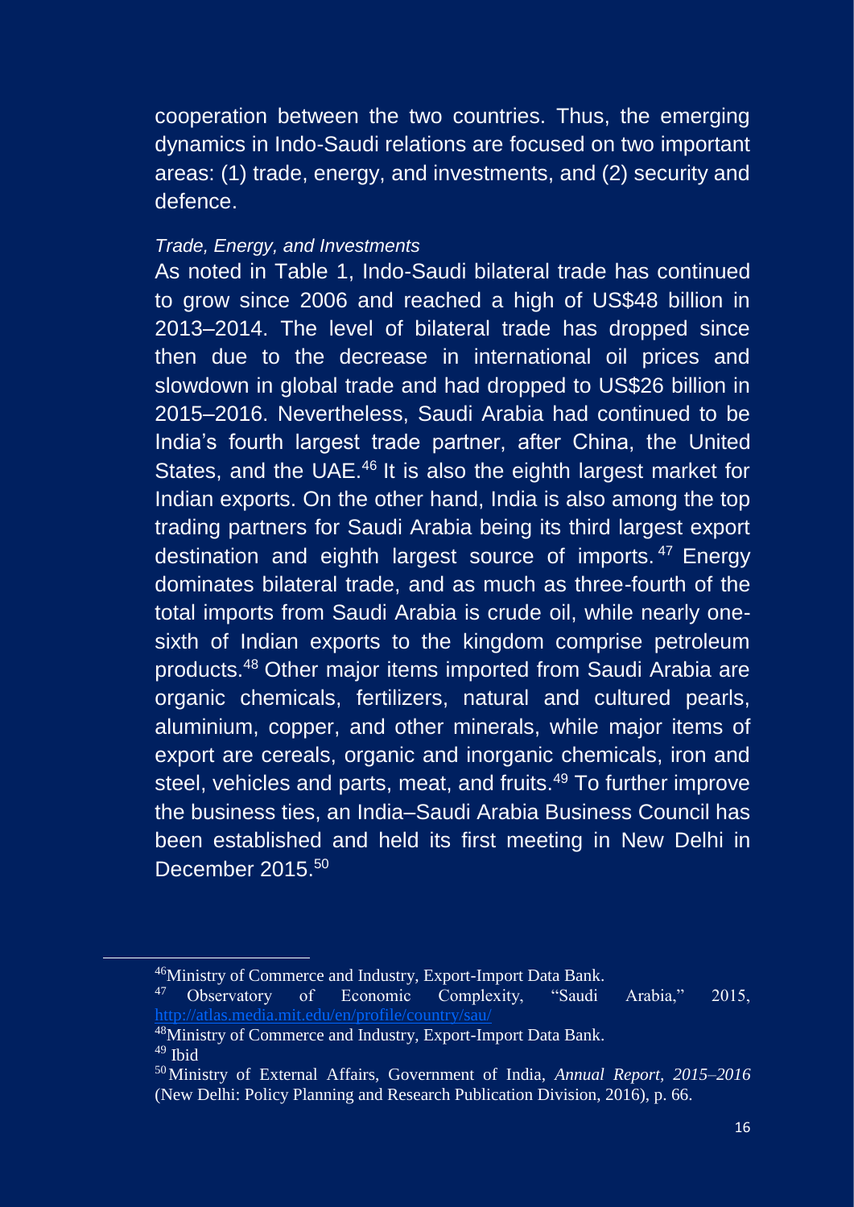cooperation between the two countries. Thus, the emerging dynamics in Indo-Saudi relations are focused on two important areas: (1) trade, energy, and investments, and (2) security and defence.

*Trade, Energy, and Investments*

As noted in Table 1, Indo-Saudi bilateral trade has continued to grow since 2006 and reached a high of US$48 billion in 2013–2014. The level of bilateral trade has dropped since then due to the decrease in international oil prices and slowdown in global trade and had dropped to US$26 billion in 2015–2016. Nevertheless, Saudi Arabia had continued to be India's fourth largest trade partner, after China, the United States, and the UAE.[46] It is also the eighth largest market for Indian exports. On the other hand, India is also among the top trading partners for Saudi Arabia being its third largest export destination and eighth largest source of imports.[47] Energy dominates bilateral trade, and as much as three-fourth of the total imports from Saudi Arabia is crude oil, while nearly one-sixth of Indian exports to the kingdom comprise petroleum products.[48] Other major items imported from Saudi Arabia are organic chemicals, fertilizers, natural and cultured pearls, aluminium, copper, and other minerals, while major items of export are cereals, organic and inorganic chemicals, iron and steel, vehicles and parts, meat, and fruits.[49] To further improve the business ties, an India–Saudi Arabia Business Council has been established and held its first meeting in New Delhi in December 2015.[50]

---

[46] Ministry of Commerce and Industry, Export-Import Data Bank.

[47] Observatory of Economic Complexity, "Saudi Arabia," 2015, http://atlas.media.mit.edu/en/profile/country/sau/

[48] Ministry of Commerce and Industry, Export-Import Data Bank.

[49] Ibid

[50] Ministry of External Affairs, Government of India, *Annual Report, 2015–2016* (New Delhi: Policy Planning and Research Publication Division, 2016), p. 66.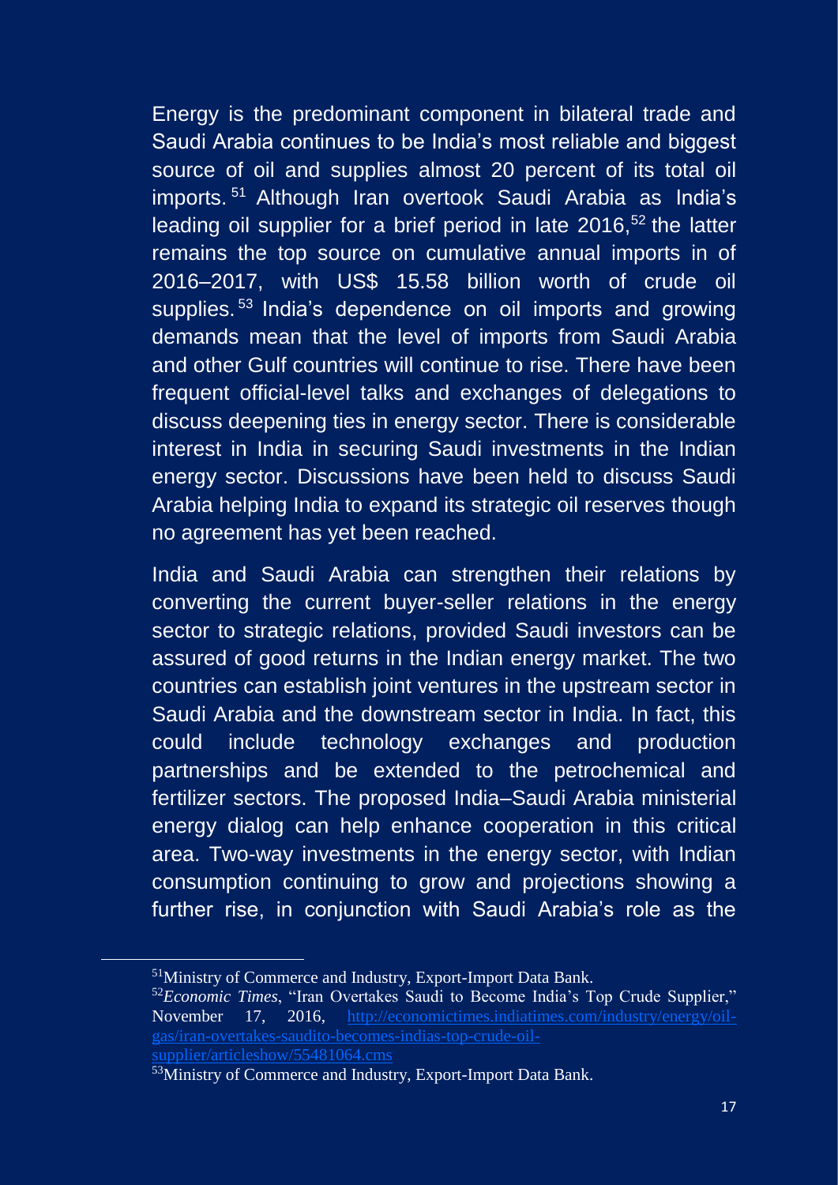Energy is the predominant component in bilateral trade and Saudi Arabia continues to be India's most reliable and biggest source of oil and supplies almost 20 percent of its total oil imports.[51] Although Iran overtook Saudi Arabia as India's leading oil supplier for a brief period in late 2016,[52] the latter remains the top source on cumulative annual imports in of 2016–2017, with US$ 15.58 billion worth of crude oil supplies.[53] India's dependence on oil imports and growing demands mean that the level of imports from Saudi Arabia and other Gulf countries will continue to rise. There have been frequent official-level talks and exchanges of delegations to discuss deepening ties in energy sector. There is considerable interest in India in securing Saudi investments in the Indian energy sector. Discussions have been held to discuss Saudi Arabia helping India to expand its strategic oil reserves though no agreement has yet been reached.

India and Saudi Arabia can strengthen their relations by converting the current buyer-seller relations in the energy sector to strategic relations, provided Saudi investors can be assured of good returns in the Indian energy market. The two countries can establish joint ventures in the upstream sector in Saudi Arabia and the downstream sector in India. In fact, this could include technology exchanges and production partnerships and be extended to the petrochemical and fertilizer sectors. The proposed India–Saudi Arabia ministerial energy dialog can help enhance cooperation in this critical area. Two-way investments in the energy sector, with Indian consumption continuing to grow and projections showing a further rise, in conjunction with Saudi Arabia's role as the

---

[51] Ministry of Commerce and Industry, Export-Import Data Bank.

[52] *Economic Times*, "Iran Overtakes Saudi to Become India's Top Crude Supplier," November 17, 2016, http://economictimes.indiatimes.com/industry/energy/oil-gas/iran-overtakes-saudito-becomes-indias-top-crude-oil-supplier/articleshow/55481064.cms

[53] Ministry of Commerce and Industry, Export-Import Data Bank.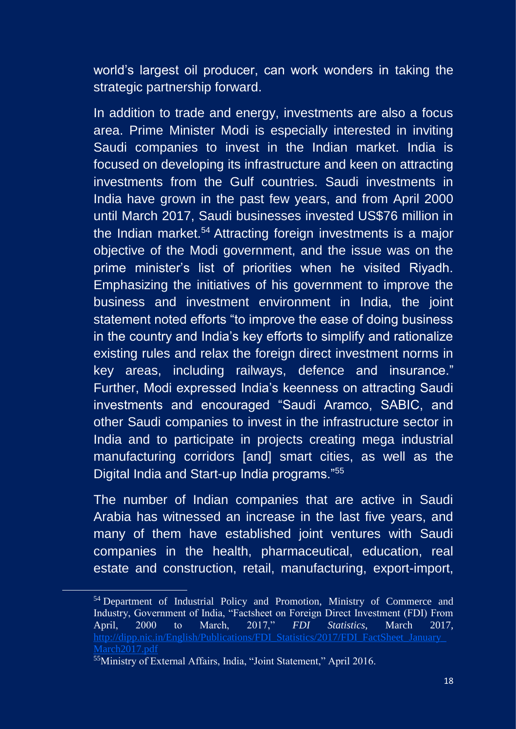world's largest oil producer, can work wonders in taking the strategic partnership forward.

In addition to trade and energy, investments are also a focus area. Prime Minister Modi is especially interested in inviting Saudi companies to invest in the Indian market. India is focused on developing its infrastructure and keen on attracting investments from the Gulf countries. Saudi investments in India have grown in the past few years, and from April 2000 until March 2017, Saudi businesses invested US$76 million in the Indian market.[54] Attracting foreign investments is a major objective of the Modi government, and the issue was on the prime minister's list of priorities when he visited Riyadh. Emphasizing the initiatives of his government to improve the business and investment environment in India, the joint statement noted efforts "to improve the ease of doing business in the country and India's key efforts to simplify and rationalize existing rules and relax the foreign direct investment norms in key areas, including railways, defence and insurance." Further, Modi expressed India's keenness on attracting Saudi investments and encouraged "Saudi Aramco, SABIC, and other Saudi companies to invest in the infrastructure sector in India and to participate in projects creating mega industrial manufacturing corridors [and] smart cities, as well as the Digital India and Start-up India programs."[55]

The number of Indian companies that are active in Saudi Arabia has witnessed an increase in the last five years, and many of them have established joint ventures with Saudi companies in the health, pharmaceutical, education, real estate and construction, retail, manufacturing, export-import,

---

[54] Department of Industrial Policy and Promotion, Ministry of Commerce and Industry, Government of India, "Factsheet on Foreign Direct Investment (FDI) From April, 2000 to March, 2017," *FDI Statistics*, March 2017, http://dipp.nic.in/English/Publications/FDI_Statistics/2017/FDI_FactSheet_January_March2017.pdf

[55] Ministry of External Affairs, India, "Joint Statement," April 2016.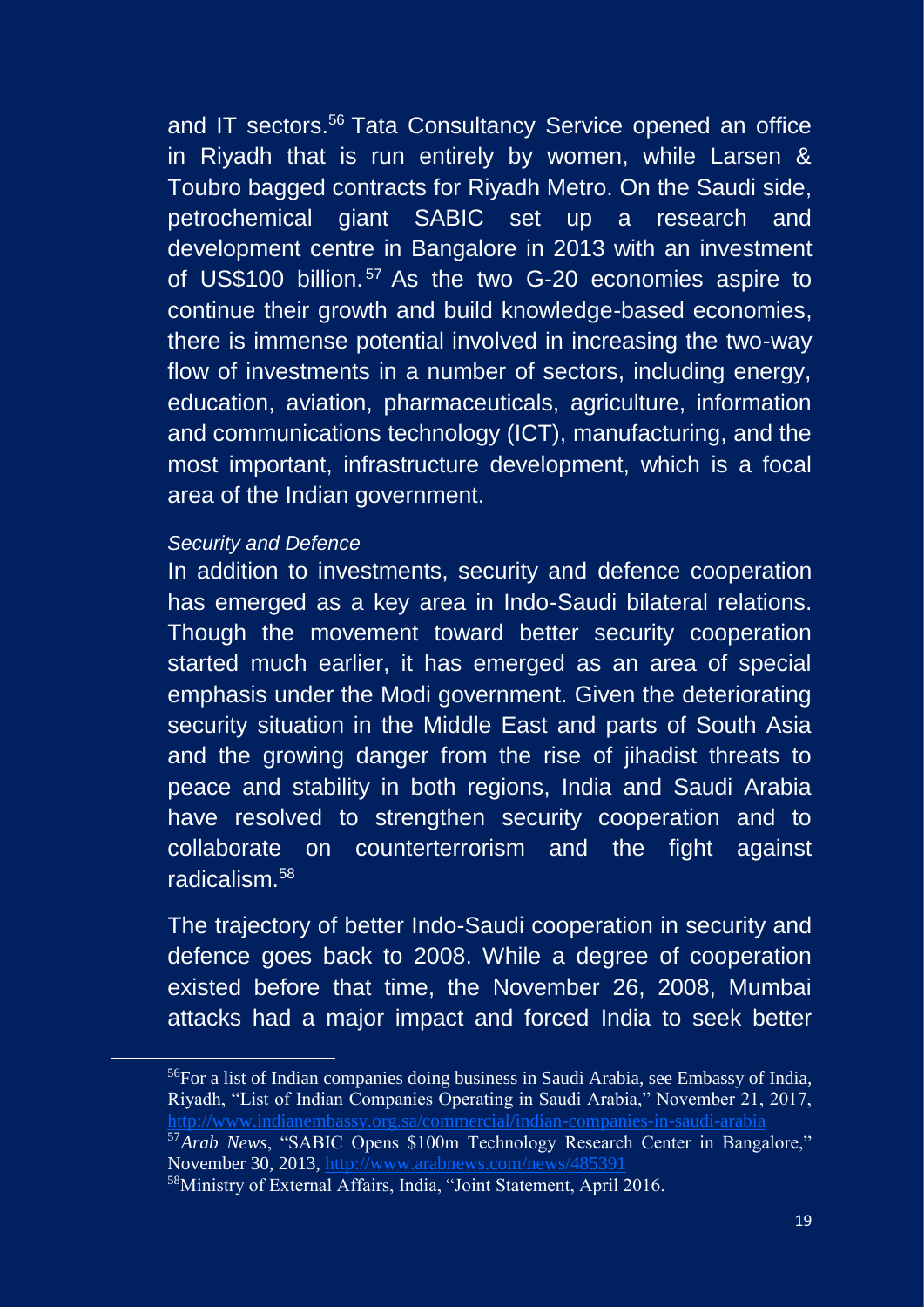and IT sectors.[56] Tata Consultancy Service opened an office in Riyadh that is run entirely by women, while Larsen & Toubro bagged contracts for Riyadh Metro. On the Saudi side, petrochemical giant SABIC set up a research and development centre in Bangalore in 2013 with an investment of US$100 billion.[57] As the two G-20 economies aspire to continue their growth and build knowledge-based economies, there is immense potential involved in increasing the two-way flow of investments in a number of sectors, including energy, education, aviation, pharmaceuticals, agriculture, information and communications technology (ICT), manufacturing, and the most important, infrastructure development, which is a focal area of the Indian government.

*Security and Defence*

In addition to investments, security and defence cooperation has emerged as a key area in Indo-Saudi bilateral relations. Though the movement toward better security cooperation started much earlier, it has emerged as an area of special emphasis under the Modi government. Given the deteriorating security situation in the Middle East and parts of South Asia and the growing danger from the rise of jihadist threats to peace and stability in both regions, India and Saudi Arabia have resolved to strengthen security cooperation and to collaborate on counterterrorism and the fight against radicalism.[58]

The trajectory of better Indo-Saudi cooperation in security and defence goes back to 2008. While a degree of cooperation existed before that time, the November 26, 2008, Mumbai attacks had a major impact and forced India to seek better

---

[56] For a list of Indian companies doing business in Saudi Arabia, see Embassy of India, Riyadh, "List of Indian Companies Operating in Saudi Arabia," November 21, 2017, http://www.indianembassy.org.sa/commercial/indian-companies-in-saudi-arabia

[57] *Arab News*, "SABIC Opens $100m Technology Research Center in Bangalore," November 30, 2013, http://www.arabnews.com/news/485391

[58] Ministry of External Affairs, India, "Joint Statement, April 2016.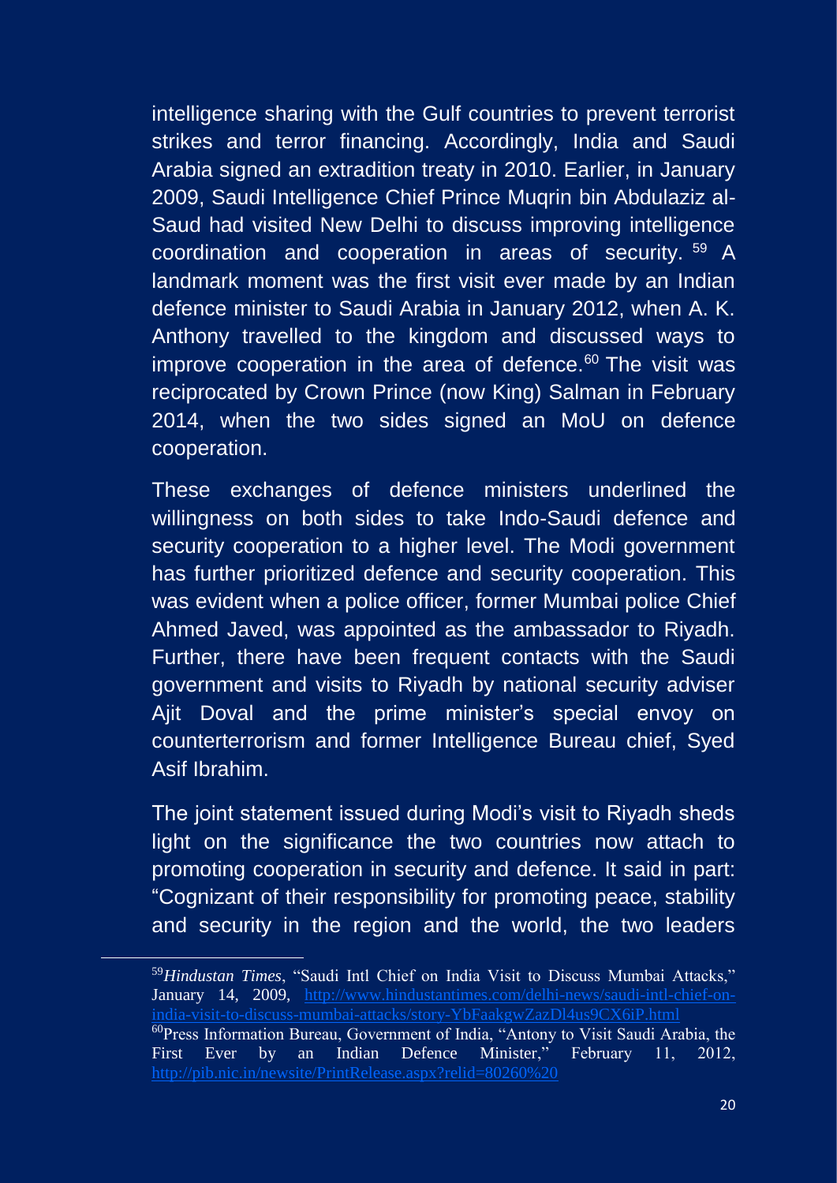intelligence sharing with the Gulf countries to prevent terrorist strikes and terror financing. Accordingly, India and Saudi Arabia signed an extradition treaty in 2010. Earlier, in January 2009, Saudi Intelligence Chief Prince Muqrin bin Abdulaziz al-Saud had visited New Delhi to discuss improving intelligence coordination and cooperation in areas of security.[59] A landmark moment was the first visit ever made by an Indian defence minister to Saudi Arabia in January 2012, when A. K. Anthony travelled to the kingdom and discussed ways to improve cooperation in the area of defence.[60] The visit was reciprocated by Crown Prince (now King) Salman in February 2014, when the two sides signed an MoU on defence cooperation.

These exchanges of defence ministers underlined the willingness on both sides to take Indo-Saudi defence and security cooperation to a higher level. The Modi government has further prioritized defence and security cooperation. This was evident when a police officer, former Mumbai police Chief Ahmed Javed, was appointed as the ambassador to Riyadh. Further, there have been frequent contacts with the Saudi government and visits to Riyadh by national security adviser Ajit Doval and the prime minister's special envoy on counterterrorism and former Intelligence Bureau chief, Syed Asif Ibrahim.

The joint statement issued during Modi's visit to Riyadh sheds light on the significance the two countries now attach to promoting cooperation in security and defence. It said in part: "Cognizant of their responsibility for promoting peace, stability and security in the region and the world, the two leaders

---

[59] *Hindustan Times*, "Saudi Intl Chief on India Visit to Discuss Mumbai Attacks," January 14, 2009, http://www.hindustantimes.com/delhi-news/saudi-intl-chief-on-india-visit-to-discuss-mumbai-attacks/story-YbFaakgwZazDl4us9CX6iP.html

[60] Press Information Bureau, Government of India, "Antony to Visit Saudi Arabia, the First Ever by an Indian Defence Minister," February 11, 2012, http://pib.nic.in/newsite/PrintRelease.aspx?relid=80260%20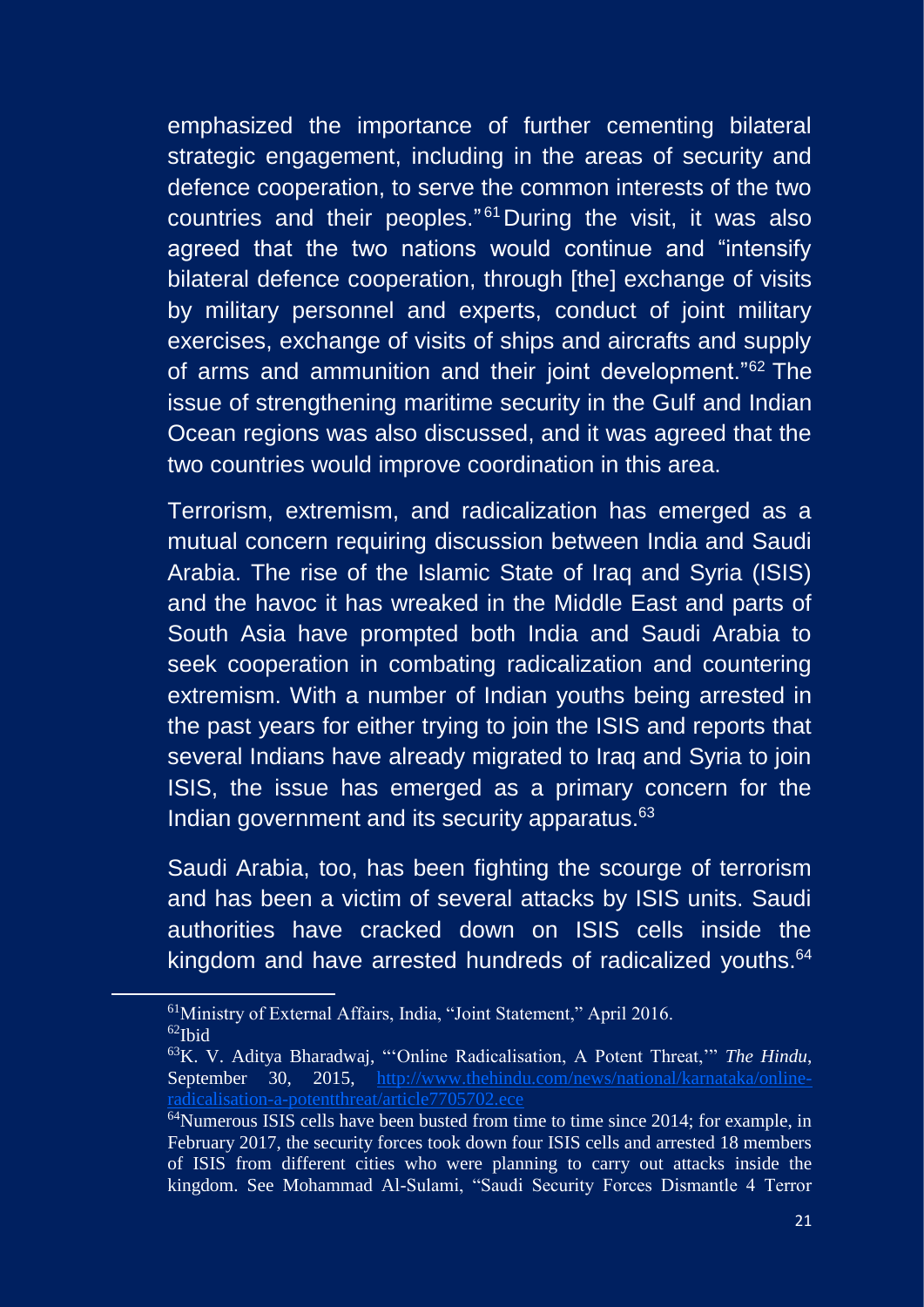emphasized the importance of further cementing bilateral strategic engagement, including in the areas of security and defence cooperation, to serve the common interests of the two countries and their peoples."[61] During the visit, it was also agreed that the two nations would continue and "intensify bilateral defence cooperation, through [the] exchange of visits by military personnel and experts, conduct of joint military exercises, exchange of visits of ships and aircrafts and supply of arms and ammunition and their joint development."[62] The issue of strengthening maritime security in the Gulf and Indian Ocean regions was also discussed, and it was agreed that the two countries would improve coordination in this area.

Terrorism, extremism, and radicalization has emerged as a mutual concern requiring discussion between India and Saudi Arabia. The rise of the Islamic State of Iraq and Syria (ISIS) and the havoc it has wreaked in the Middle East and parts of South Asia have prompted both India and Saudi Arabia to seek cooperation in combating radicalization and countering extremism. With a number of Indian youths being arrested in the past years for either trying to join the ISIS and reports that several Indians have already migrated to Iraq and Syria to join ISIS, the issue has emerged as a primary concern for the Indian government and its security apparatus.[63]

Saudi Arabia, too, has been fighting the scourge of terrorism and has been a victim of several attacks by ISIS units. Saudi authorities have cracked down on ISIS cells inside the kingdom and have arrested hundreds of radicalized youths.[64]

---

[61] Ministry of External Affairs, India, "Joint Statement," April 2016.

[62] Ibid

[63] K. V. Aditya Bharadwaj, "'Online Radicalisation, A Potent Threat,'" *The Hindu*, September 30, 2015, http://www.thehindu.com/news/national/karnataka/online-radicalisation-a-potentthreat/article7705702.ece

[64] Numerous ISIS cells have been busted from time to time since 2014; for example, in February 2017, the security forces took down four ISIS cells and arrested 18 members of ISIS from different cities who were planning to carry out attacks inside the kingdom. See Mohammad Al-Sulami, "Saudi Security Forces Dismantle 4 Terror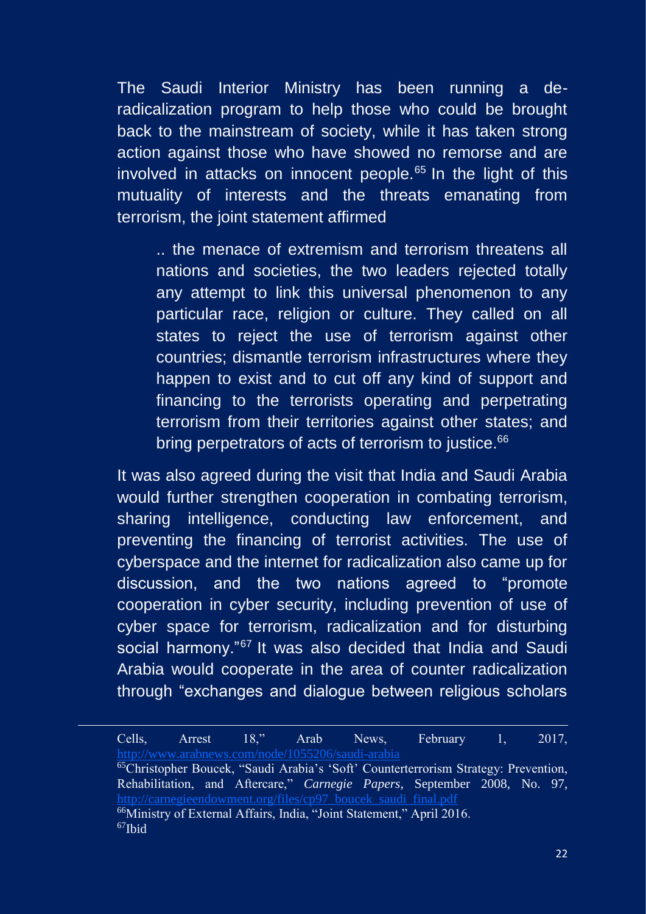The Saudi Interior Ministry has been running a de-radicalization program to help those who could be brought back to the mainstream of society, while it has taken strong action against those who have showed no remorse and are involved in attacks on innocent people.[65] In the light of this mutuality of interests and the threats emanating from terrorism, the joint statement affirmed

> .. the menace of extremism and terrorism threatens all nations and societies, the two leaders rejected totally any attempt to link this universal phenomenon to any particular race, religion or culture. They called on all states to reject the use of terrorism against other countries; dismantle terrorism infrastructures where they happen to exist and to cut off any kind of support and financing to the terrorists operating and perpetrating terrorism from their territories against other states; and bring perpetrators of acts of terrorism to justice.[66]

It was also agreed during the visit that India and Saudi Arabia would further strengthen cooperation in combating terrorism, sharing intelligence, conducting law enforcement, and preventing the financing of terrorist activities. The use of cyberspace and the internet for radicalization also came up for discussion, and the two nations agreed to "promote cooperation in cyber security, including prevention of use of cyber space for terrorism, radicalization and for disturbing social harmony."[67] It was also decided that India and Saudi Arabia would cooperate in the area of counter radicalization through "exchanges and dialogue between religious scholars

---

Cells, Arrest 18," Arab News, February 1, 2017, http://www.arabnews.com/node/1055206/saudi-arabia

[65] Christopher Boucek, "Saudi Arabia's 'Soft' Counterterrorism Strategy: Prevention, Rehabilitation, and Aftercare," *Carnegie Papers*, September 2008, No. 97, http://carnegieendowment.org/files/cp97_boucek_saudi_final.pdf

[66] Ministry of External Affairs, India, "Joint Statement," April 2016.

[67] Ibid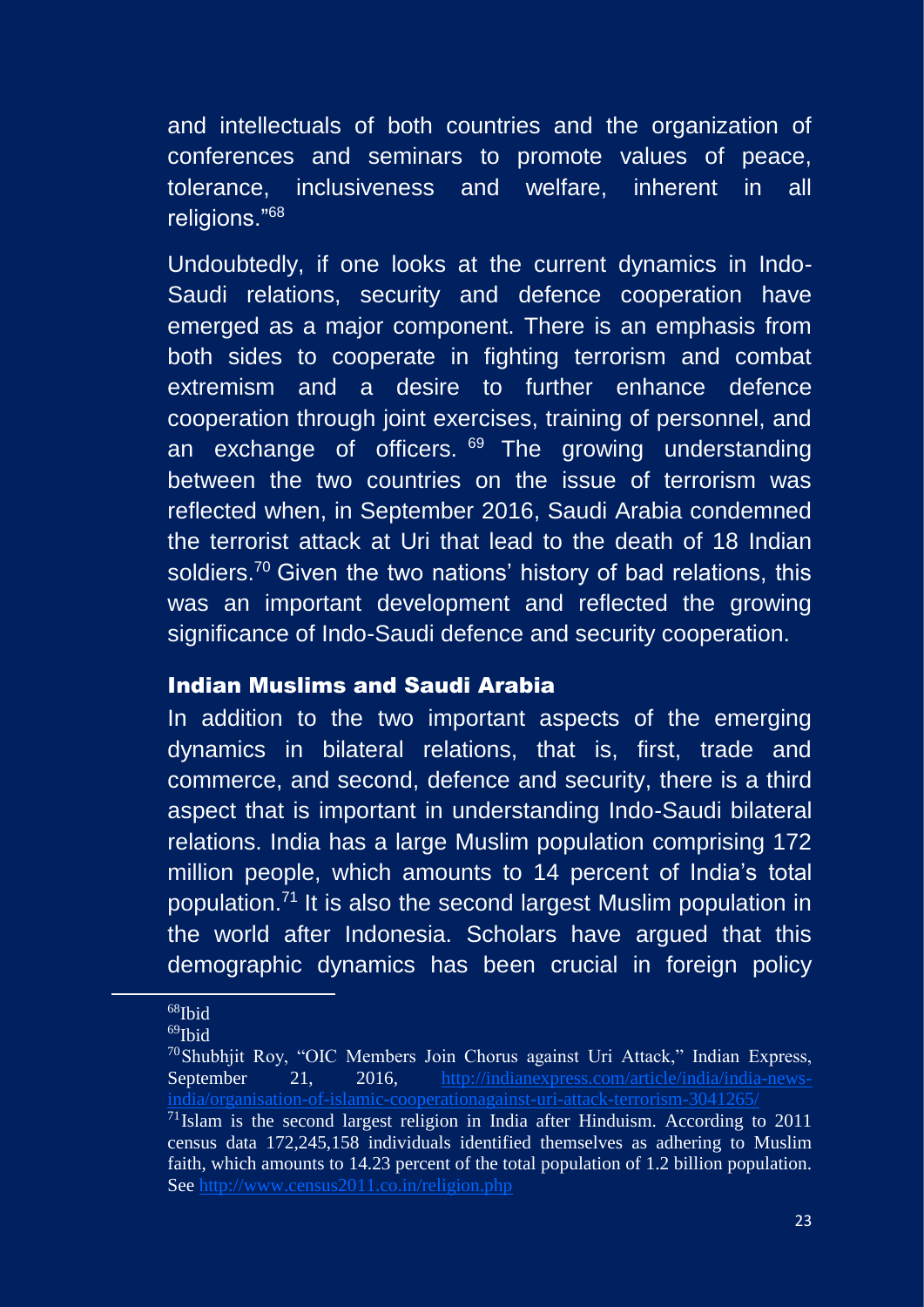and intellectuals of both countries and the organization of conferences and seminars to promote values of peace, tolerance, inclusiveness and welfare, inherent in all religions."[68]

Undoubtedly, if one looks at the current dynamics in Indo-Saudi relations, security and defence cooperation have emerged as a major component. There is an emphasis from both sides to cooperate in fighting terrorism and combat extremism and a desire to further enhance defence cooperation through joint exercises, training of personnel, and an exchange of officers. [69] The growing understanding between the two countries on the issue of terrorism was reflected when, in September 2016, Saudi Arabia condemned the terrorist attack at Uri that lead to the death of 18 Indian soldiers.[70] Given the two nations' history of bad relations, this was an important development and reflected the growing significance of Indo-Saudi defence and security cooperation.

### Indian Muslims and Saudi Arabia

In addition to the two important aspects of the emerging dynamics in bilateral relations, that is, first, trade and commerce, and second, defence and security, there is a third aspect that is important in understanding Indo-Saudi bilateral relations. India has a large Muslim population comprising 172 million people, which amounts to 14 percent of India's total population.[71] It is also the second largest Muslim population in the world after Indonesia. Scholars have argued that this demographic dynamics has been crucial in foreign policy

---

[68] Ibid

[69] Ibid

[70] Shubhjit Roy, "OIC Members Join Chorus against Uri Attack," Indian Express, September 21, 2016, http://indianexpress.com/article/india/india-news-india/organisation-of-islamic-cooperationagainst-uri-attack-terrorism-3041265/

[71] Islam is the second largest religion in India after Hinduism. According to 2011 census data 172,245,158 individuals identified themselves as adhering to Muslim faith, which amounts to 14.23 percent of the total population of 1.2 billion population. See http://www.census2011.co.in/religion.php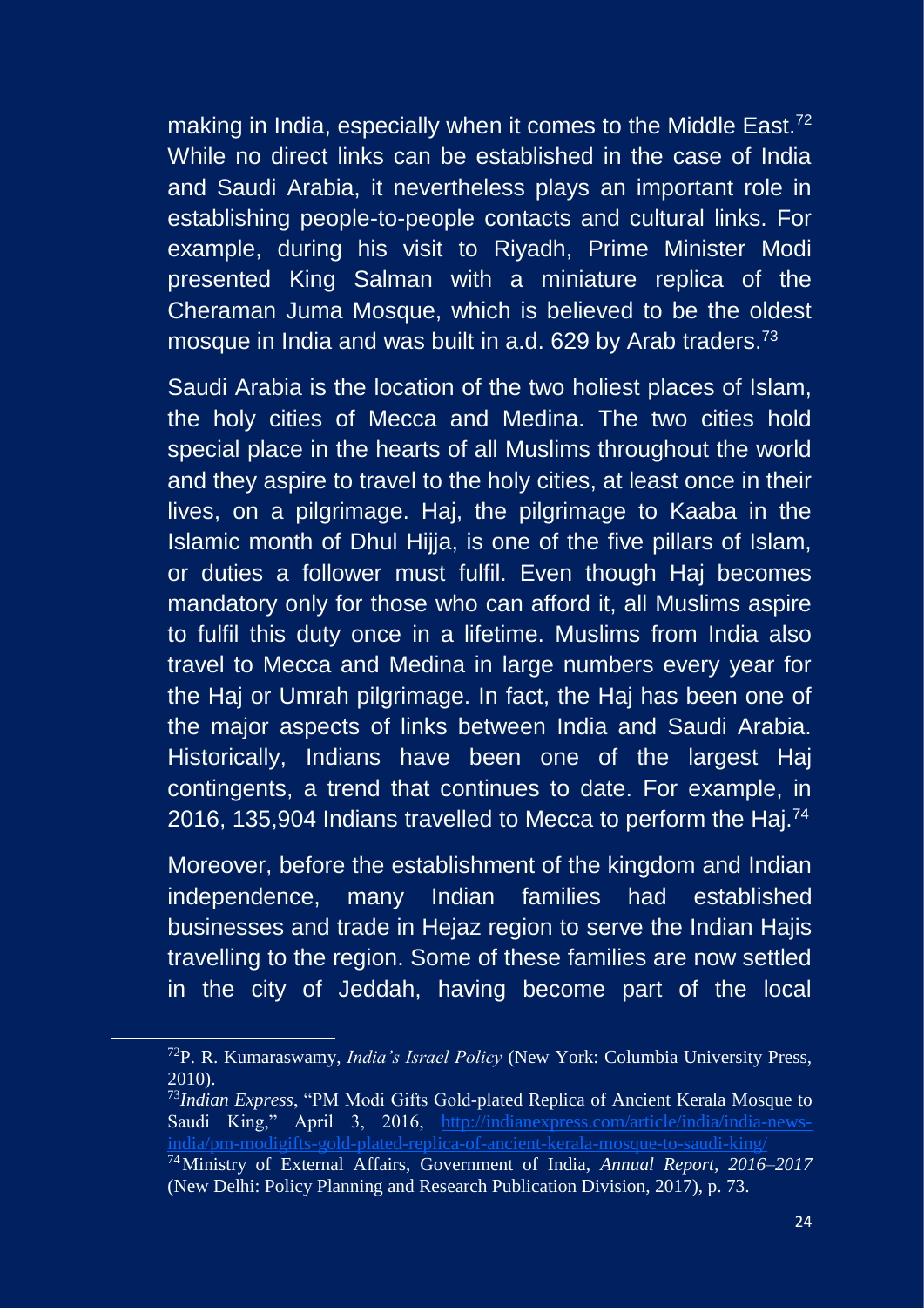making in India, especially when it comes to the Middle East.[72] While no direct links can be established in the case of India and Saudi Arabia, it nevertheless plays an important role in establishing people-to-people contacts and cultural links. For example, during his visit to Riyadh, Prime Minister Modi presented King Salman with a miniature replica of the Cheraman Juma Mosque, which is believed to be the oldest mosque in India and was built in a.d. 629 by Arab traders.[73]

Saudi Arabia is the location of the two holiest places of Islam, the holy cities of Mecca and Medina. The two cities hold special place in the hearts of all Muslims throughout the world and they aspire to travel to the holy cities, at least once in their lives, on a pilgrimage. Haj, the pilgrimage to Kaaba in the Islamic month of Dhul Hijja, is one of the five pillars of Islam, or duties a follower must fulfil. Even though Haj becomes mandatory only for those who can afford it, all Muslims aspire to fulfil this duty once in a lifetime. Muslims from India also travel to Mecca and Medina in large numbers every year for the Haj or Umrah pilgrimage. In fact, the Haj has been one of the major aspects of links between India and Saudi Arabia. Historically, Indians have been one of the largest Haj contingents, a trend that continues to date. For example, in 2016, 135,904 Indians travelled to Mecca to perform the Haj.[74]

Moreover, before the establishment of the kingdom and Indian independence, many Indian families had established businesses and trade in Hejaz region to serve the Indian Hajis travelling to the region. Some of these families are now settled in the city of Jeddah, having become part of the local

---

[72] P. R. Kumaraswamy, *India's Israel Policy* (New York: Columbia University Press, 2010).

[73] *Indian Express*, "PM Modi Gifts Gold-plated Replica of Ancient Kerala Mosque to Saudi King," April 3, 2016, http://indianexpress.com/article/india/india-news-india/pm-modigifts-gold-plated-replica-of-ancient-kerala-mosque-to-saudi-king/

[74] Ministry of External Affairs, Government of India, *Annual Report, 2016–2017* (New Delhi: Policy Planning and Research Publication Division, 2017), p. 73.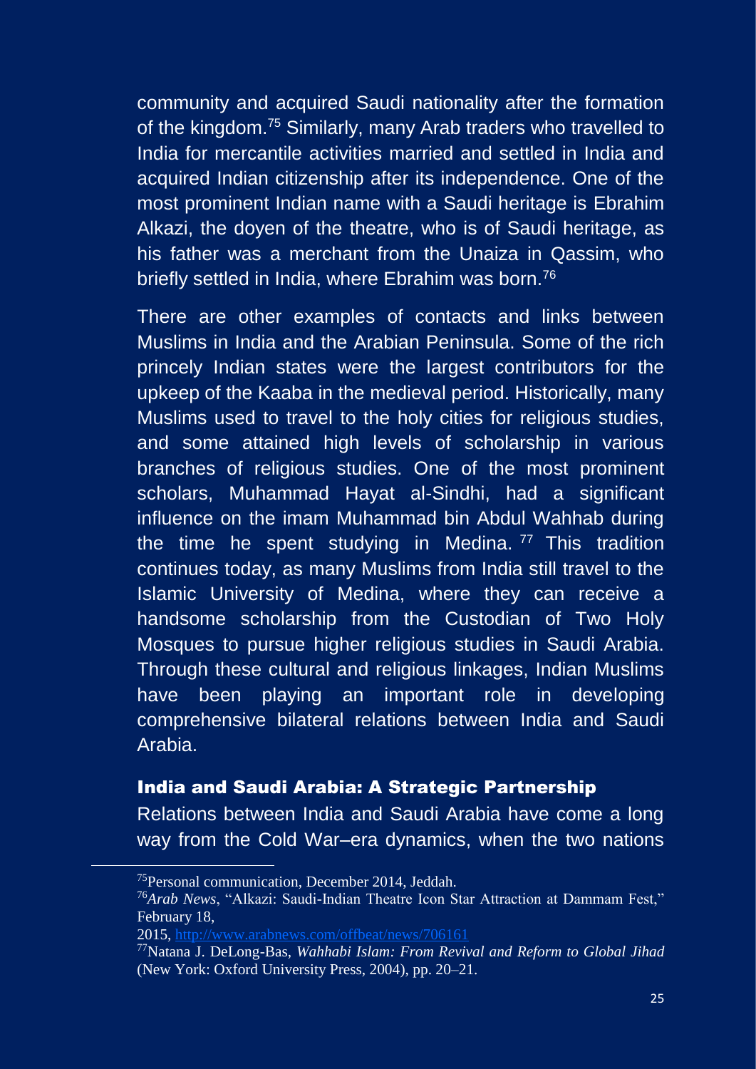community and acquired Saudi nationality after the formation of the kingdom.[75] Similarly, many Arab traders who travelled to India for mercantile activities married and settled in India and acquired Indian citizenship after its independence. One of the most prominent Indian name with a Saudi heritage is Ebrahim Alkazi, the doyen of the theatre, who is of Saudi heritage, as his father was a merchant from the Unaiza in Qassim, who briefly settled in India, where Ebrahim was born.[76]

There are other examples of contacts and links between Muslims in India and the Arabian Peninsula. Some of the rich princely Indian states were the largest contributors for the upkeep of the Kaaba in the medieval period. Historically, many Muslims used to travel to the holy cities for religious studies, and some attained high levels of scholarship in various branches of religious studies. One of the most prominent scholars, Muhammad Hayat al-Sindhi, had a significant influence on the imam Muhammad bin Abdul Wahhab during the time he spent studying in Medina.[77] This tradition continues today, as many Muslims from India still travel to the Islamic University of Medina, where they can receive a handsome scholarship from the Custodian of Two Holy Mosques to pursue higher religious studies in Saudi Arabia. Through these cultural and religious linkages, Indian Muslims have been playing an important role in developing comprehensive bilateral relations between India and Saudi Arabia.

## India and Saudi Arabia: A Strategic Partnership

Relations between India and Saudi Arabia have come a long way from the Cold War–era dynamics, when the two nations

---

[75] Personal communication, December 2014, Jeddah.

[76] *Arab News*, "Alkazi: Saudi-Indian Theatre Icon Star Attraction at Dammam Fest," February 18, 2015, http://www.arabnews.com/offbeat/news/706161

[77] Natana J. DeLong-Bas, *Wahhabi Islam: From Revival and Reform to Global Jihad* (New York: Oxford University Press, 2004), pp. 20–21.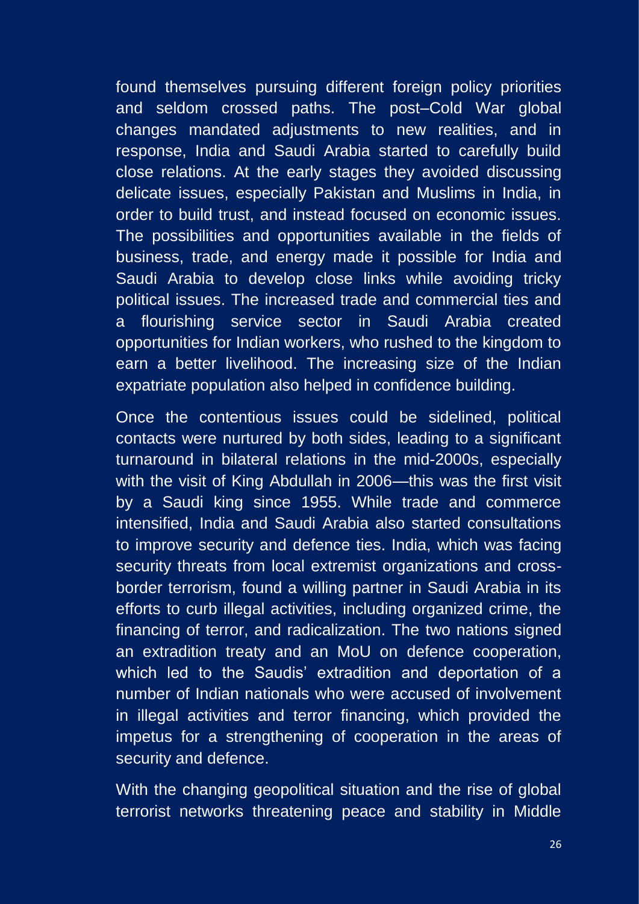found themselves pursuing different foreign policy priorities and seldom crossed paths. The post–Cold War global changes mandated adjustments to new realities, and in response, India and Saudi Arabia started to carefully build close relations. At the early stages they avoided discussing delicate issues, especially Pakistan and Muslims in India, in order to build trust, and instead focused on economic issues. The possibilities and opportunities available in the fields of business, trade, and energy made it possible for India and Saudi Arabia to develop close links while avoiding tricky political issues. The increased trade and commercial ties and a flourishing service sector in Saudi Arabia created opportunities for Indian workers, who rushed to the kingdom to earn a better livelihood. The increasing size of the Indian expatriate population also helped in confidence building.

Once the contentious issues could be sidelined, political contacts were nurtured by both sides, leading to a significant turnaround in bilateral relations in the mid-2000s, especially with the visit of King Abdullah in 2006—this was the first visit by a Saudi king since 1955. While trade and commerce intensified, India and Saudi Arabia also started consultations to improve security and defence ties. India, which was facing security threats from local extremist organizations and cross-border terrorism, found a willing partner in Saudi Arabia in its efforts to curb illegal activities, including organized crime, the financing of terror, and radicalization. The two nations signed an extradition treaty and an MoU on defence cooperation, which led to the Saudis' extradition and deportation of a number of Indian nationals who were accused of involvement in illegal activities and terror financing, which provided the impetus for a strengthening of cooperation in the areas of security and defence.

With the changing geopolitical situation and the rise of global terrorist networks threatening peace and stability in Middle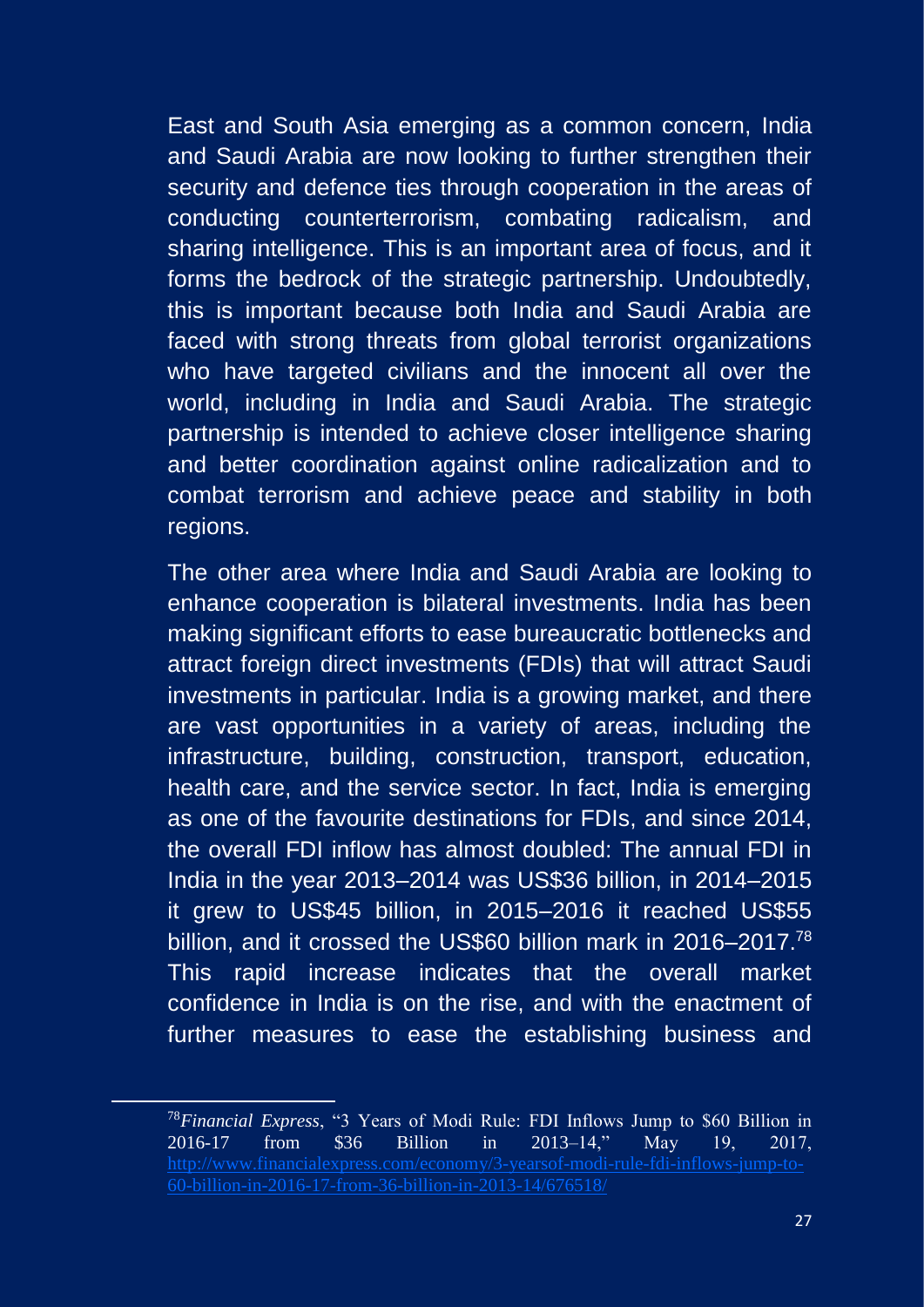East and South Asia emerging as a common concern, India and Saudi Arabia are now looking to further strengthen their security and defence ties through cooperation in the areas of conducting counterterrorism, combating radicalism, and sharing intelligence. This is an important area of focus, and it forms the bedrock of the strategic partnership. Undoubtedly, this is important because both India and Saudi Arabia are faced with strong threats from global terrorist organizations who have targeted civilians and the innocent all over the world, including in India and Saudi Arabia. The strategic partnership is intended to achieve closer intelligence sharing and better coordination against online radicalization and to combat terrorism and achieve peace and stability in both regions.

The other area where India and Saudi Arabia are looking to enhance cooperation is bilateral investments. India has been making significant efforts to ease bureaucratic bottlenecks and attract foreign direct investments (FDIs) that will attract Saudi investments in particular. India is a growing market, and there are vast opportunities in a variety of areas, including the infrastructure, building, construction, transport, education, health care, and the service sector. In fact, India is emerging as one of the favourite destinations for FDIs, and since 2014, the overall FDI inflow has almost doubled: The annual FDI in India in the year 2013–2014 was US$36 billion, in 2014–2015 it grew to US$45 billion, in 2015–2016 it reached US$55 billion, and it crossed the US$60 billion mark in 2016–2017.[78] This rapid increase indicates that the overall market confidence in India is on the rise, and with the enactment of further measures to ease the establishing business and

---

[78] *Financial Express*, "3 Years of Modi Rule: FDI Inflows Jump to $60 Billion in 2016-17 from $36 Billion in 2013–14," May 19, 2017, http://www.financialexpress.com/economy/3-yearsof-modi-rule-fdi-inflows-jump-to-60-billion-in-2016-17-from-36-billion-in-2013-14/676518/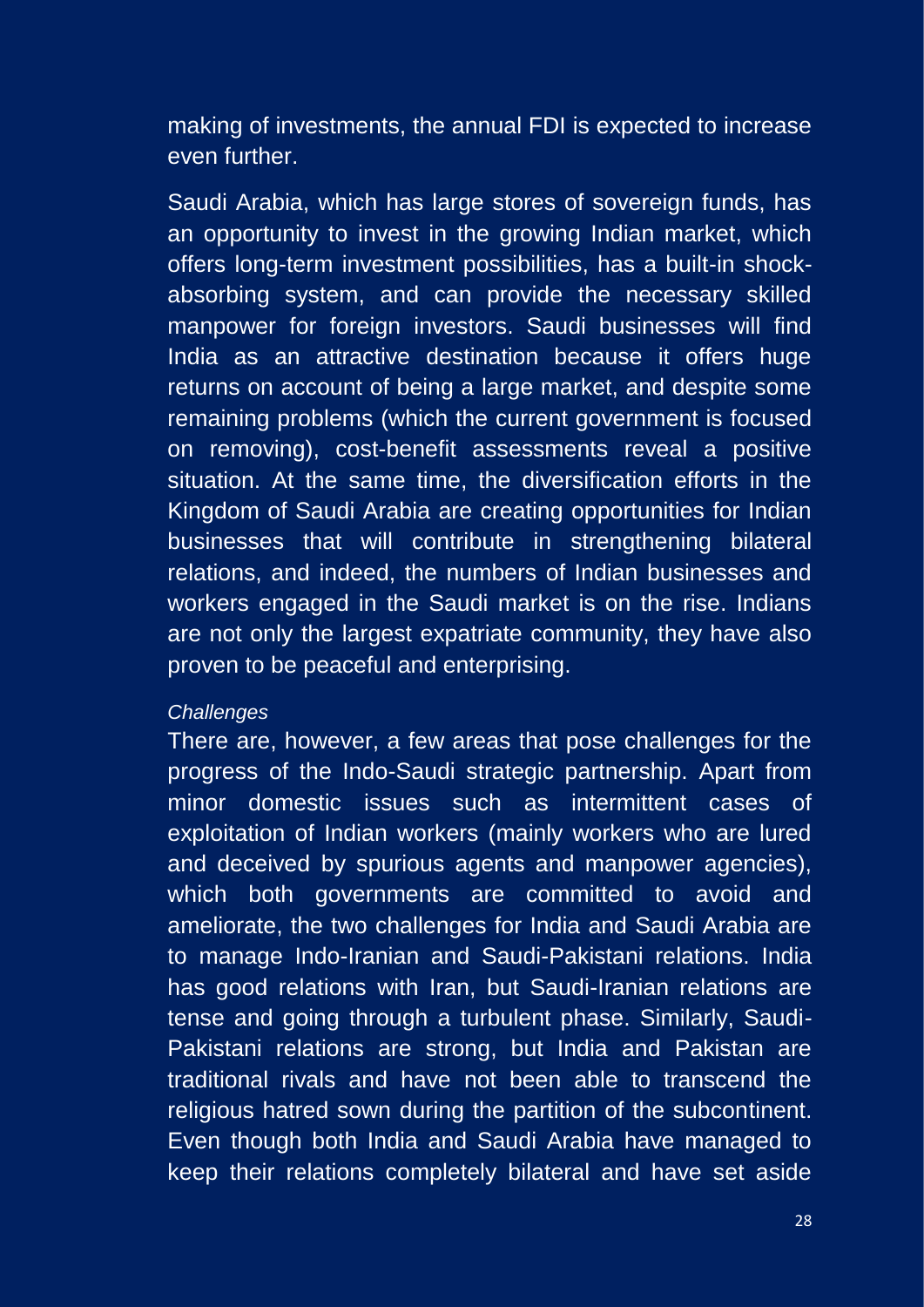making of investments, the annual FDI is expected to increase even further.

Saudi Arabia, which has large stores of sovereign funds, has an opportunity to invest in the growing Indian market, which offers long-term investment possibilities, has a built-in shock-absorbing system, and can provide the necessary skilled manpower for foreign investors. Saudi businesses will find India as an attractive destination because it offers huge returns on account of being a large market, and despite some remaining problems (which the current government is focused on removing), cost-benefit assessments reveal a positive situation. At the same time, the diversification efforts in the Kingdom of Saudi Arabia are creating opportunities for Indian businesses that will contribute in strengthening bilateral relations, and indeed, the numbers of Indian businesses and workers engaged in the Saudi market is on the rise. Indians are not only the largest expatriate community, they have also proven to be peaceful and enterprising.

*Challenges*

There are, however, a few areas that pose challenges for the progress of the Indo-Saudi strategic partnership. Apart from minor domestic issues such as intermittent cases of exploitation of Indian workers (mainly workers who are lured and deceived by spurious agents and manpower agencies), which both governments are committed to avoid and ameliorate, the two challenges for India and Saudi Arabia are to manage Indo-Iranian and Saudi-Pakistani relations. India has good relations with Iran, but Saudi-Iranian relations are tense and going through a turbulent phase. Similarly, Saudi-Pakistani relations are strong, but India and Pakistan are traditional rivals and have not been able to transcend the religious hatred sown during the partition of the subcontinent. Even though both India and Saudi Arabia have managed to keep their relations completely bilateral and have set aside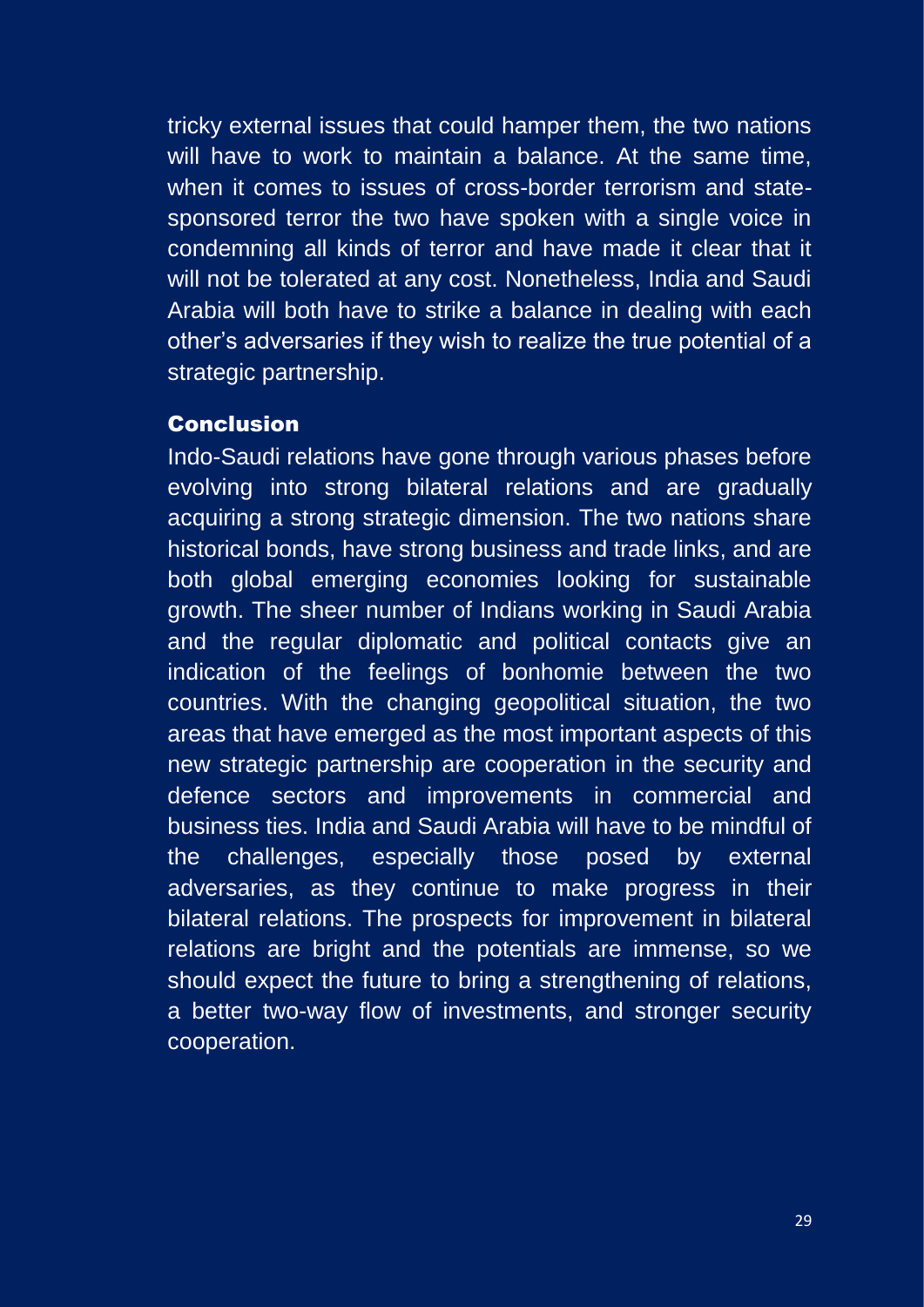tricky external issues that could hamper them, the two nations will have to work to maintain a balance. At the same time, when it comes to issues of cross-border terrorism and state-sponsored terror the two have spoken with a single voice in condemning all kinds of terror and have made it clear that it will not be tolerated at any cost. Nonetheless, India and Saudi Arabia will both have to strike a balance in dealing with each other's adversaries if they wish to realize the true potential of a strategic partnership.

## Conclusion

Indo-Saudi relations have gone through various phases before evolving into strong bilateral relations and are gradually acquiring a strong strategic dimension. The two nations share historical bonds, have strong business and trade links, and are both global emerging economies looking for sustainable growth. The sheer number of Indians working in Saudi Arabia and the regular diplomatic and political contacts give an indication of the feelings of bonhomie between the two countries. With the changing geopolitical situation, the two areas that have emerged as the most important aspects of this new strategic partnership are cooperation in the security and defence sectors and improvements in commercial and business ties. India and Saudi Arabia will have to be mindful of the challenges, especially those posed by external adversaries, as they continue to make progress in their bilateral relations. The prospects for improvement in bilateral relations are bright and the potentials are immense, so we should expect the future to bring a strengthening of relations, a better two-way flow of investments, and stronger security cooperation.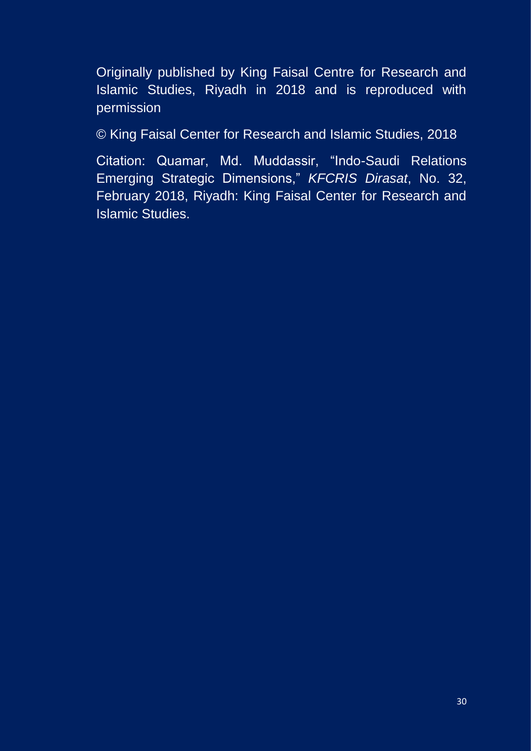Originally published by King Faisal Centre for Research and Islamic Studies, Riyadh in 2018 and is reproduced with permission

© King Faisal Center for Research and Islamic Studies, 2018

Citation: Quamar, Md. Muddassir, "Indo-Saudi Relations Emerging Strategic Dimensions," *KFCRIS Dirasat*, No. 32, February 2018, Riyadh: King Faisal Center for Research and Islamic Studies.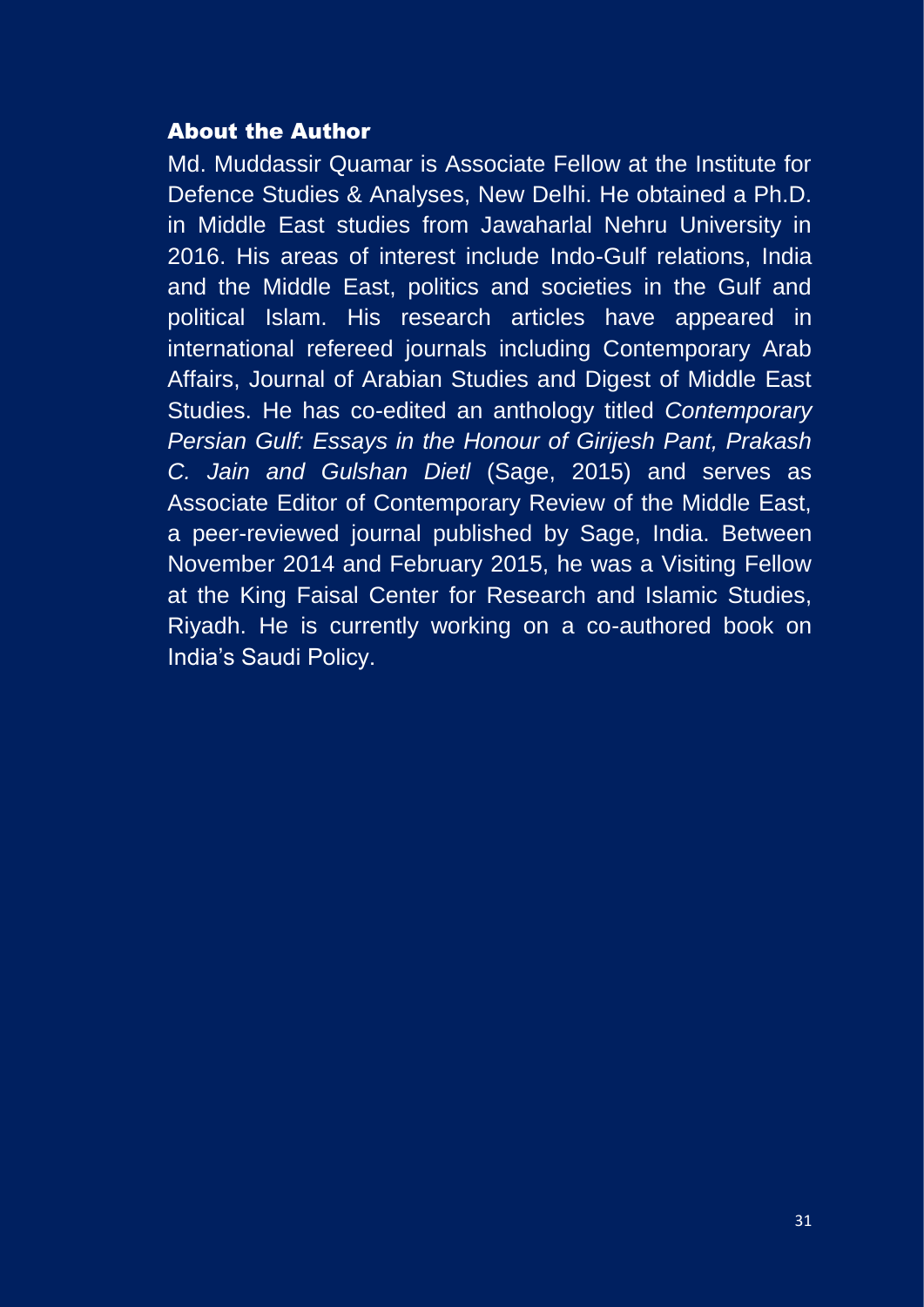## About the Author

Md. Muddassir Quamar is Associate Fellow at the Institute for Defence Studies & Analyses, New Delhi. He obtained a Ph.D. in Middle East studies from Jawaharlal Nehru University in 2016. His areas of interest include Indo-Gulf relations, India and the Middle East, politics and societies in the Gulf and political Islam. His research articles have appeared in international refereed journals including Contemporary Arab Affairs, Journal of Arabian Studies and Digest of Middle East Studies. He has co-edited an anthology titled *Contemporary Persian Gulf: Essays in the Honour of Girijesh Pant, Prakash C. Jain and Gulshan Dietl* (Sage, 2015) and serves as Associate Editor of Contemporary Review of the Middle East, a peer-reviewed journal published by Sage, India. Between November 2014 and February 2015, he was a Visiting Fellow at the King Faisal Center for Research and Islamic Studies, Riyadh. He is currently working on a co-authored book on India's Saudi Policy.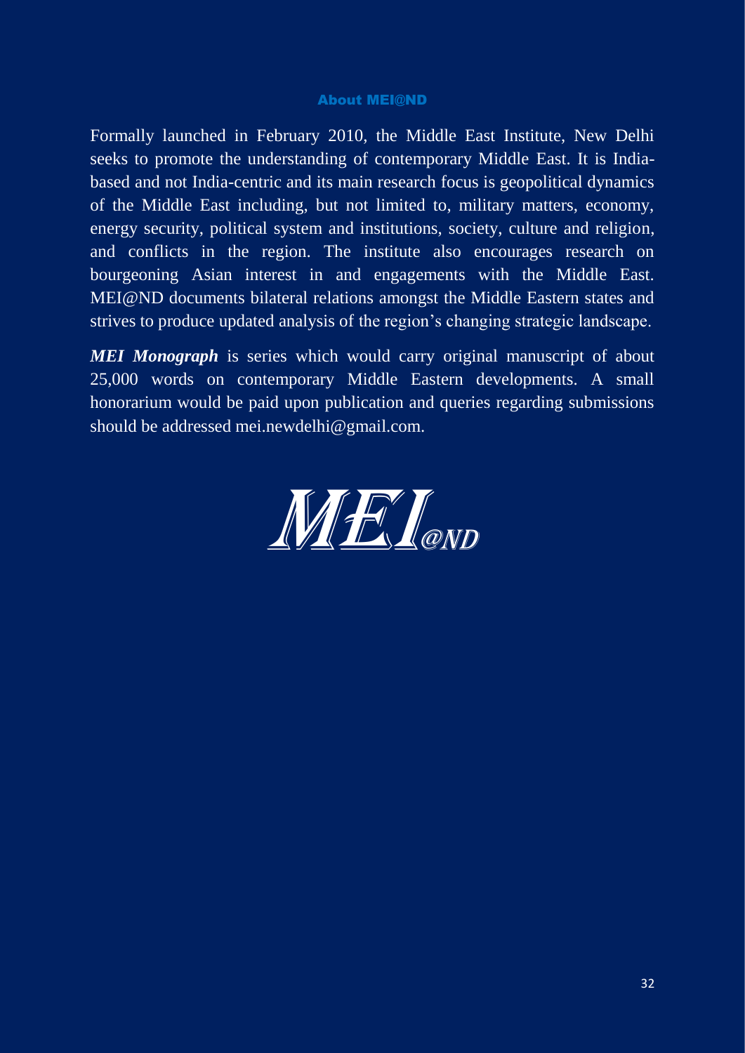## About MEI@ND

Formally launched in February 2010, the Middle East Institute, New Delhi seeks to promote the understanding of contemporary Middle East. It is India-based and not India-centric and its main research focus is geopolitical dynamics of the Middle East including, but not limited to, military matters, economy, energy security, political system and institutions, society, culture and religion, and conflicts in the region. The institute also encourages research on bourgeoning Asian interest in and engagements with the Middle East. MEI@ND documents bilateral relations amongst the Middle Eastern states and strives to produce updated analysis of the region's changing strategic landscape.

***MEI Monograph*** is series which would carry original manuscript of about 25,000 words on contemporary Middle Eastern developments. A small honorarium would be paid upon publication and queries regarding submissions should be addressed mei.newdelhi@gmail.com.

*MEI@ND*